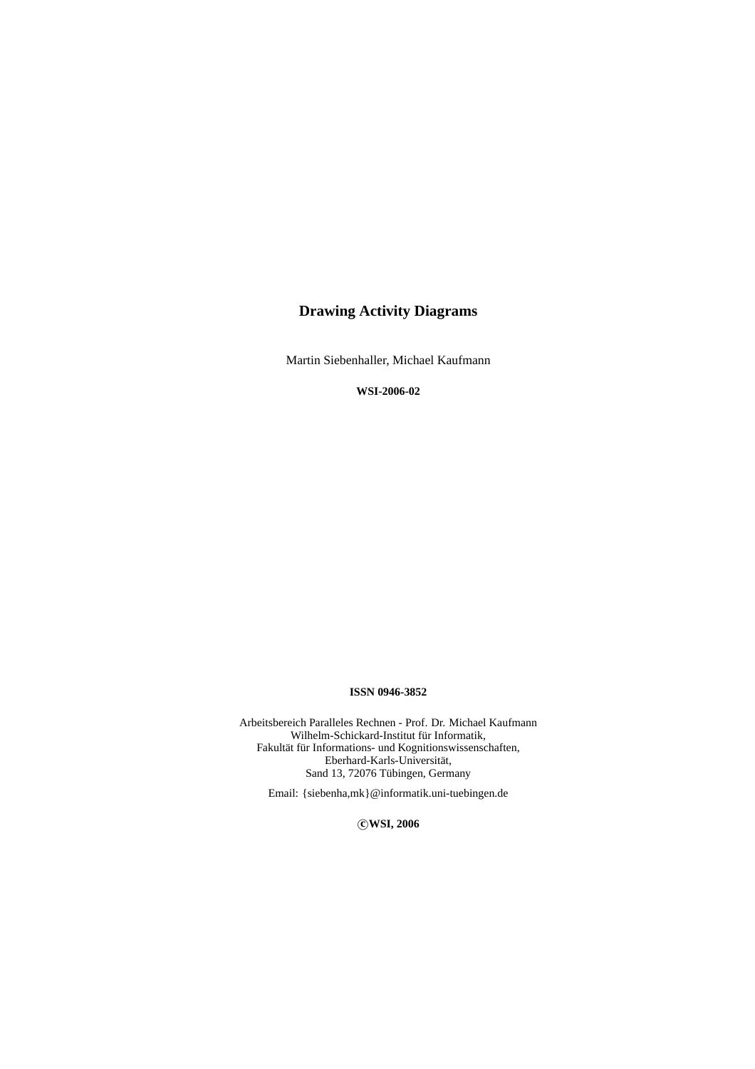# Drawing Activity Diagrams

Martin Siebenhaller, Michael Kaufmann

**WSI-2006-02**

**ISSN 0946-3852**

Arbeitsbereich Paralleles Rechnen - Prof. Dr. Michael Kaufmann
Wilhelm-Schickard-Institut für Informatik,
Fakultät für Informations- und Kognitionswissenschaften,
Eberhard-Karls-Universität,
Sand 13, 72076 Tübingen, Germany

Email: {siebenha,mk}@informatik.uni-tuebingen.de

**©WSI, 2006**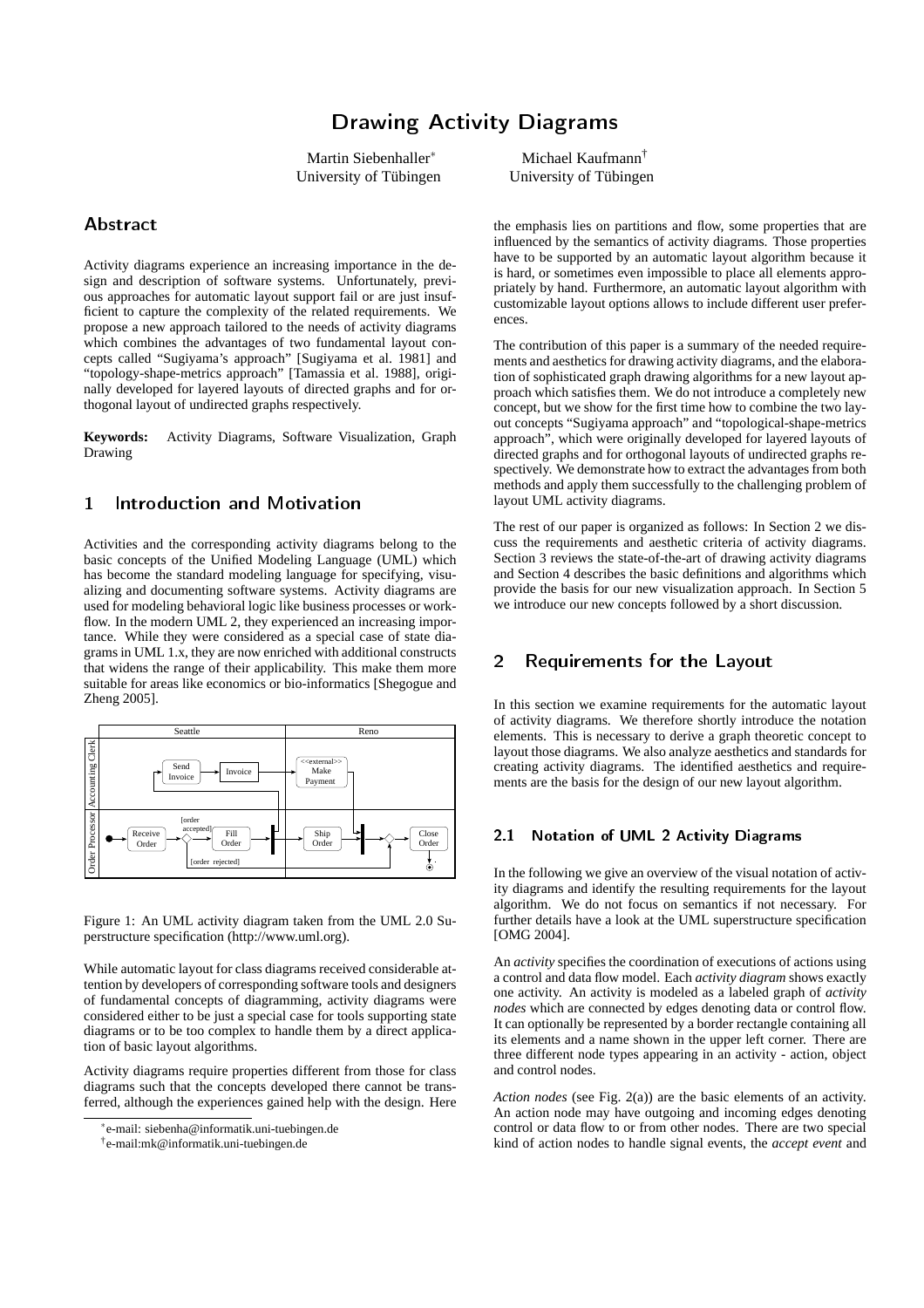# Drawing Activity Diagrams

Martin Siebenhaller[*]
University of Tübingen

Michael Kaufmann[†]
University of Tübingen

## Abstract

Activity diagrams experience an increasing importance in the design and description of software systems. Unfortunately, previous approaches for automatic layout support fail or are just insufficient to capture the complexity of the related requirements. We propose a new approach tailored to the needs of activity diagrams which combines the advantages of two fundamental layout concepts called "Sugiyama's approach" [Sugiyama et al. 1981] and "topology-shape-metrics approach" [Tamassia et al. 1988], originally developed for layered layouts of directed graphs and for orthogonal layout of undirected graphs respectively.

**Keywords:** Activity Diagrams, Software Visualization, Graph Drawing

## 1 Introduction and Motivation

Activities and the corresponding activity diagrams belong to the basic concepts of the Unified Modeling Language (UML) which has become the standard modeling language for specifying, visualizing and documenting software systems. Activity diagrams are used for modeling behavioral logic like business processes or workflow. In the modern UML 2, they experienced an increasing importance. While they were considered as a special case of state diagrams in UML 1.x, they are now enriched with additional constructs that widens the range of their applicability. This make them more suitable for areas like economics or bio-informatics [Shegogue and Zheng 2005].

Figure 1: An UML activity diagram taken from the UML 2.0 Superstructure specification (http://www.uml.org).

While automatic layout for class diagrams received considerable attention by developers of corresponding software tools and designers of fundamental concepts of diagramming, activity diagrams were considered either to be just a special case for tools supporting state diagrams or to be too complex to handle them by a direct application of basic layout algorithms.

Activity diagrams require properties different from those for class diagrams such that the concepts developed there cannot be transferred, although the experiences gained help with the design. Here the emphasis lies on partitions and flow, some properties that are influenced by the semantics of activity diagrams. Those properties have to be supported by an automatic layout algorithm because it is hard, or sometimes even impossible to place all elements appropriately by hand. Furthermore, an automatic layout algorithm with customizable layout options allows to include different user preferences.

The contribution of this paper is a summary of the needed requirements and aesthetics for drawing activity diagrams, and the elaboration of sophisticated graph drawing algorithms for a new layout approach which satisfies them. We do not introduce a completely new concept, but we show for the first time how to combine the two layout concepts "Sugiyama approach" and "topological-shape-metrics approach", which were originally developed for layered layouts of directed graphs and for orthogonal layouts of undirected graphs respectively. We demonstrate how to extract the advantages from both methods and apply them successfully to the challenging problem of layout UML activity diagrams.

The rest of our paper is organized as follows: In Section 2 we discuss the requirements and aesthetic criteria of activity diagrams. Section 3 reviews the state-of-the-art of drawing activity diagrams and Section 4 describes the basic definitions and algorithms which provide the basis for our new visualization approach. In Section 5 we introduce our new concepts followed by a short discussion.

## 2 Requirements for the Layout

In this section we examine requirements for the automatic layout of activity diagrams. We therefore shortly introduce the notation elements. This is necessary to derive a graph theoretic concept to layout those diagrams. We also analyze aesthetics and standards for creating activity diagrams. The identified aesthetics and requirements are the basis for the design of our new layout algorithm.

### 2.1 Notation of UML 2 Activity Diagrams

In the following we give an overview of the visual notation of activity diagrams and identify the resulting requirements for the layout algorithm. We do not focus on semantics if not necessary. For further details have a look at the UML superstructure specification [OMG 2004].

An *activity* specifies the coordination of executions of actions using a control and data flow model. Each *activity diagram* shows exactly one activity. An activity is modeled as a labeled graph of *activity nodes* which are connected by edges denoting data or control flow. It can optionally be represented by a border rectangle containing all its elements and a name shown in the upper left corner. There are three different node types appearing in an activity - action, object and control nodes.

*Action nodes* (see Fig. 2(a)) are the basic elements of an activity. An action node may have outgoing and incoming edges denoting control or data flow to or from other nodes. There are two special kind of action nodes to handle signal events, the *accept event* and

[*] e-mail: siebenha@informatik.uni-tuebingen.de
[†] e-mail:mk@informatik.uni-tuebingen.de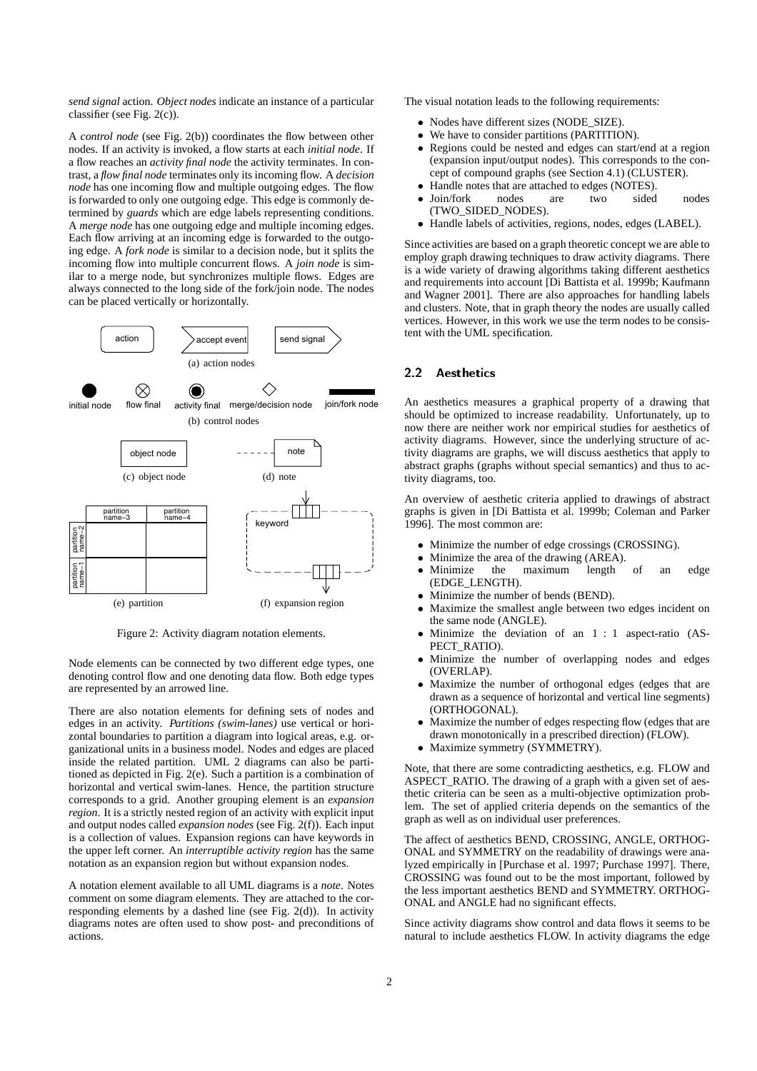*send signal* action. *Object nodes* indicate an instance of a particular classifier (see Fig. 2(c)).

A *control node* (see Fig. 2(b)) coordinates the flow between other nodes. If an activity is invoked, a flow starts at each *initial node*. If a flow reaches an *activity final node* the activity terminates. In contrast, a *flow final node* terminates only its incoming flow. A *decision node* has one incoming flow and multiple outgoing edges. The flow is forwarded to only one outgoing edge. This edge is commonly determined by *guards* which are edge labels representing conditions. A *merge node* has one outgoing edge and multiple incoming edges. Each flow arriving at an incoming edge is forwarded to the outgoing edge. A *fork node* is similar to a decision node, but it splits the incoming flow into multiple concurrent flows. A *join node* is similar to a merge node, but synchronizes multiple flows. Edges are always connected to the long side of the fork/join node. The nodes can be placed vertically or horizontally.

Figure 2: Activity diagram notation elements.

Node elements can be connected by two different edge types, one denoting control flow and one denoting data flow. Both edge types are represented by an arrowed line.

There are also notation elements for defining sets of nodes and edges in an activity. *Partitions (swim-lanes)* use vertical or horizontal boundaries to partition a diagram into logical areas, e.g. organizational units in a business model. Nodes and edges are placed inside the related partition. UML 2 diagrams can also be partitioned as depicted in Fig. 2(e). Such a partition is a combination of horizontal and vertical swim-lanes. Hence, the partition structure corresponds to a grid. Another grouping element is an *expansion region*. It is a strictly nested region of an activity with explicit input and output nodes called *expansion nodes* (see Fig. 2(f)). Each input is a collection of values. Expansion regions can have keywords in the upper left corner. An *interruptible activity region* has the same notation as an expansion region but without expansion nodes.

A notation element available to all UML diagrams is a *note*. Notes comment on some diagram elements. They are attached to the corresponding elements by a dashed line (see Fig. 2(d)). In activity diagrams notes are often used to show post- and preconditions of actions.

The visual notation leads to the following requirements:

- Nodes have different sizes (NODE_SIZE).
- We have to consider partitions (PARTITION).
- Regions could be nested and edges can start/end at a region (expansion input/output nodes). This corresponds to the concept of compound graphs (see Section 4.1) (CLUSTER).
- Handle notes that are attached to edges (NOTES).
- Join/fork nodes are two sided nodes (TWO_SIDED_NODES).
- Handle labels of activities, regions, nodes, edges (LABEL).

Since activities are based on a graph theoretic concept we are able to employ graph drawing techniques to draw activity diagrams. There is a wide variety of drawing algorithms taking different aesthetics and requirements into account [Di Battista et al. 1999b; Kaufmann and Wagner 2001]. There are also approaches for handling labels and clusters. Note, that in graph theory the nodes are usually called vertices. However, in this work we use the term nodes to be consistent with the UML specification.

## 2.2 Aesthetics

An aesthetics measures a graphical property of a drawing that should be optimized to increase readability. Unfortunately, up to now there are neither work nor empirical studies for aesthetics of activity diagrams. However, since the underlying structure of activity diagrams are graphs, we will discuss aesthetics that apply to abstract graphs (graphs without special semantics) and thus to activity diagrams, too.

An overview of aesthetic criteria applied to drawings of abstract graphs is given in [Di Battista et al. 1999b; Coleman and Parker 1996]. The most common are:

- Minimize the number of edge crossings (CROSSING).
- Minimize the area of the drawing (AREA).
- Minimize the maximum length of an edge (EDGE_LENGTH).
- Minimize the number of bends (BEND).
- Maximize the smallest angle between two edges incident on the same node (ANGLE).
- Minimize the deviation of an 1 : 1 aspect-ratio (ASPECT_RATIO).
- Minimize the number of overlapping nodes and edges (OVERLAP).
- Maximize the number of orthogonal edges (edges that are drawn as a sequence of horizontal and vertical line segments) (ORTHOGONAL).
- Maximize the number of edges respecting flow (edges that are drawn monotonically in a prescribed direction) (FLOW).
- Maximize symmetry (SYMMETRY).

Note, that there are some contradicting aesthetics, e.g. FLOW and ASPECT_RATIO. The drawing of a graph with a given set of aesthetic criteria can be seen as a multi-objective optimization problem. The set of applied criteria depends on the semantics of the graph as well as on individual user preferences.

The affect of aesthetics BEND, CROSSING, ANGLE, ORTHOGONAL and SYMMETRY on the readability of drawings were analyzed empirically in [Purchase et al. 1997; Purchase 1997]. There, CROSSING was found out to be the most important, followed by the less important aesthetics BEND and SYMMETRY. ORTHOGONAL and ANGLE had no significant effects.

Since activity diagrams show control and data flows it seems to be natural to include aesthetics FLOW. In activity diagrams the edge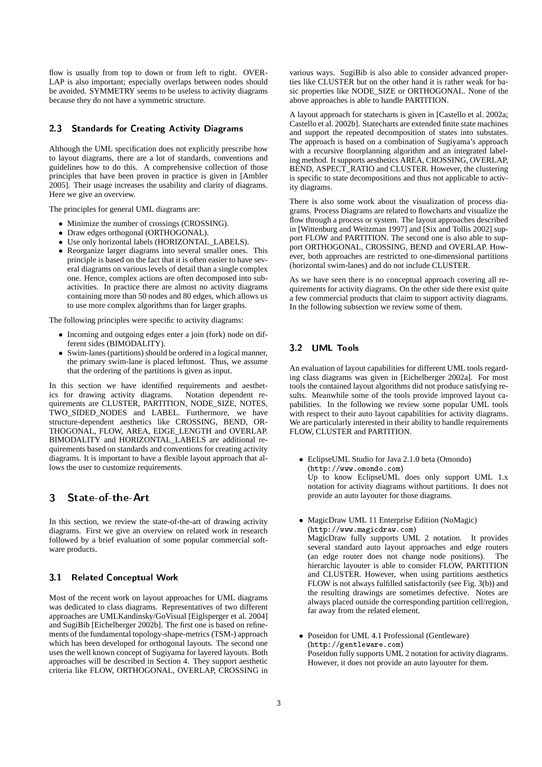flow is usually from top to down or from left to right. OVERLAP is also important; especially overlaps between nodes should be avoided. SYMMETRY seems to be useless to activity diagrams because they do not have a symmetric structure.

### 2.3 Standards for Creating Activity Diagrams

Although the UML specification does not explicitly prescribe how to layout diagrams, there are a lot of standards, conventions and guidelines how to do this. A comprehensive collection of those principles that have been proven in practice is given in [Ambler 2005]. Their usage increases the usability and clarity of diagrams. Here we give an overview.

The principles for general UML diagrams are:

- Minimize the number of crossings (CROSSING).
- Draw edges orthogonal (ORTHOGONAL).
- Use only horizontal labels (HORIZONTAL_LABELS).
- Reorganize larger diagrams into several smaller ones. This principle is based on the fact that it is often easier to have several diagrams on various levels of detail than a single complex one. Hence, complex actions are often decomposed into subactivities. In practice there are almost no activity diagrams containing more than 50 nodes and 80 edges, which allows us to use more complex algorithms than for larger graphs.

The following principles were specific to activity diagrams:

- Incoming and outgoing edges enter a join (fork) node on different sides (BIMODALITY).
- Swim-lanes (partitions) should be ordered in a logical manner, the primary swim-lane is placed leftmost. Thus, we assume that the ordering of the partitions is given as input.

In this section we have identified requirements and aesthetics for drawing activity diagrams. Notation dependent requirements are CLUSTER, PARTITION, NODE_SIZE, NOTES, TWO_SIDED_NODES and LABEL. Furthermore, we have structure-dependent aesthetics like CROSSING, BEND, ORTHOGONAL, FLOW, AREA, EDGE_LENGTH and OVERLAP. BIMODALITY and HORIZONTAL_LABELS are additional requirements based on standards and conventions for creating activity diagrams. It is important to have a flexible layout approach that allows the user to customize requirements.

## 3 State-of-the-Art

In this section, we review the state-of-the-art of drawing activity diagrams. First we give an overview on related work in research followed by a brief evaluation of some popular commercial software products.

### 3.1 Related Conceptual Work

Most of the recent work on layout approaches for UML diagrams was dedicated to class diagrams. Representatives of two different approaches are UMLKandinsky/GoVisual [Eiglsperger et al. 2004] and SugiBib [Eichelberger 2002b]. The first one is based on refinements of the fundamental topology-shape-metrics (TSM-) approach which has been developed for orthogonal layouts. The second one uses the well known concept of Sugiyama for layered layouts. Both approaches will be described in Section 4. They support aesthetic criteria like FLOW, ORTHOGONAL, OVERLAP, CROSSING in various ways. SugiBib is also able to consider advanced properties like CLUSTER but on the other hand it is rather weak for basic properties like NODE_SIZE or ORTHOGONAL. None of the above approaches is able to handle PARTITION.

A layout approach for statecharts is given in [Castello et al. 2002a; Castello et al. 2002b]. Statecharts are extended finite state machines and support the repeated decomposition of states into substates. The approach is based on a combination of Sugiyama's approach with a recursive floorplanning algorithm and an integrated labeling method. It supports aesthetics AREA, CROSSING, OVERLAP, BEND, ASPECT_RATIO and CLUSTER. However, the clustering is specific to state decompositions and thus not applicable to activity diagrams.

There is also some work about the visualization of process diagrams. Process Diagrams are related to flowcharts and visualize the flow through a process or system. The layout approaches described in [Wittenburg and Weitzman 1997] and [Six and Tollis 2002] support FLOW and PARTITION. The second one is also able to support ORTHOGONAL, CROSSING, BEND and OVERLAP. However, both approaches are restricted to one-dimensional partitions (horizontal swim-lanes) and do not include CLUSTER.

As we have seen there is no conceptual approach covering all requirements for activity diagrams. On the other side there exist quite a few commercial products that claim to support activity diagrams. In the following subsection we review some of them.

### 3.2 UML Tools

An evaluation of layout capabilities for different UML tools regarding class diagrams was given in [Eichelberger 2002a]. For most tools the contained layout algorithms did not produce satisfying results. Meanwhile some of the tools provide improved layout capabilities. In the following we review some popular UML tools with respect to their auto layout capabilities for activity diagrams. We are particularly interested in their ability to handle requirements FLOW, CLUSTER and PARTITION.

- EclipseUML Studio for Java 2.1.0 beta (Omondo) (http://www.omondo.com)  
  Up to know EclipseUML does only support UML 1.x notation for activity diagrams without partitions. It does not provide an auto layouter for those diagrams.

- MagicDraw UML 11 Enterprise Edition (NoMagic) (http://www.magicdraw.com)  
  MagicDraw fully supports UML 2 notation. It provides several standard auto layout approaches and edge routers (an edge router does not change node positions). The hierarchic layouter is able to consider FLOW, PARTITION and CLUSTER. However, when using partitions aesthetics FLOW is not always fulfilled satisfactorily (see Fig. 3(b)) and the resulting drawings are sometimes defective. Notes are always placed outside the corresponding partition cell/region, far away from the related element.

- Poseidon for UML 4.1 Professional (Gentleware) (http://gentleware.com)  
  Poseidon fully supports UML 2 notation for activity diagrams. However, it does not provide an auto layouter for them.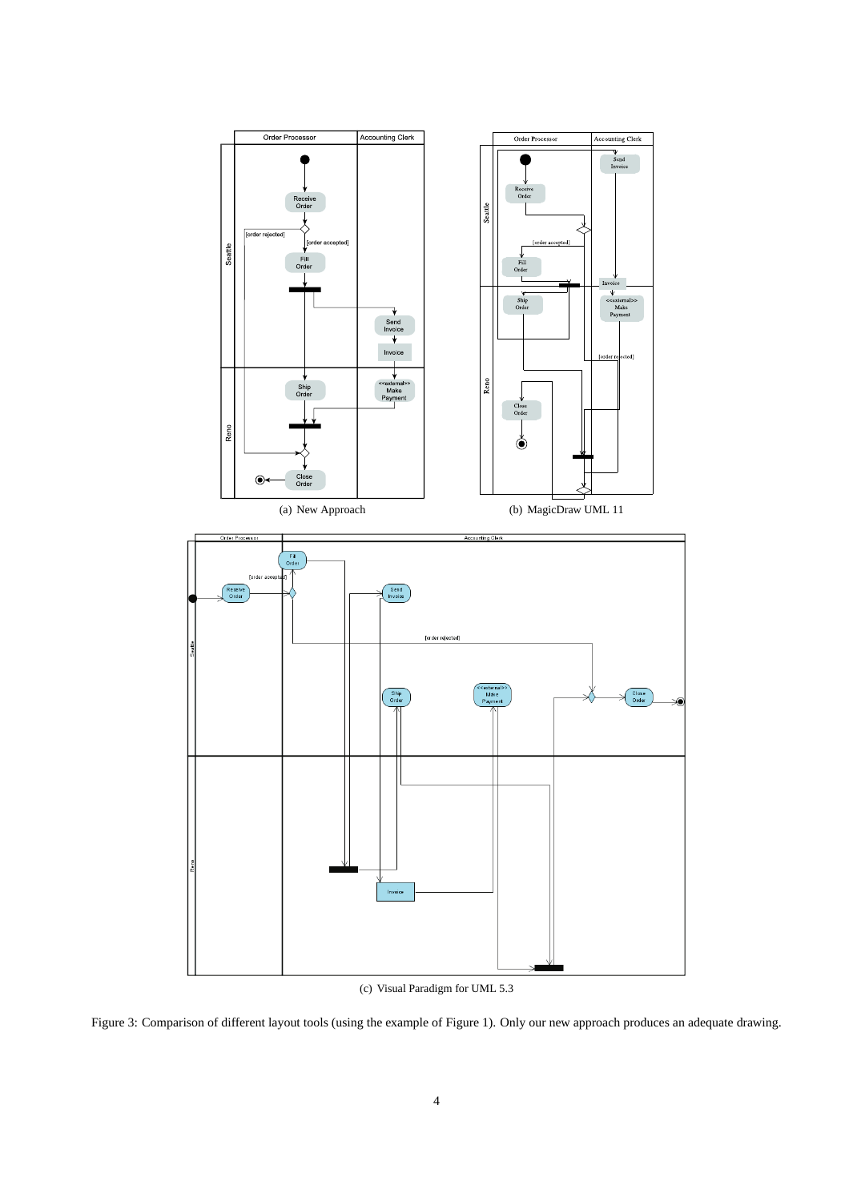(a) New Approach

(b) MagicDraw UML 11

(c) Visual Paradigm for UML 5.3

Figure 3: Comparison of different layout tools (using the example of Figure 1). Only our new approach produces an adequate drawing.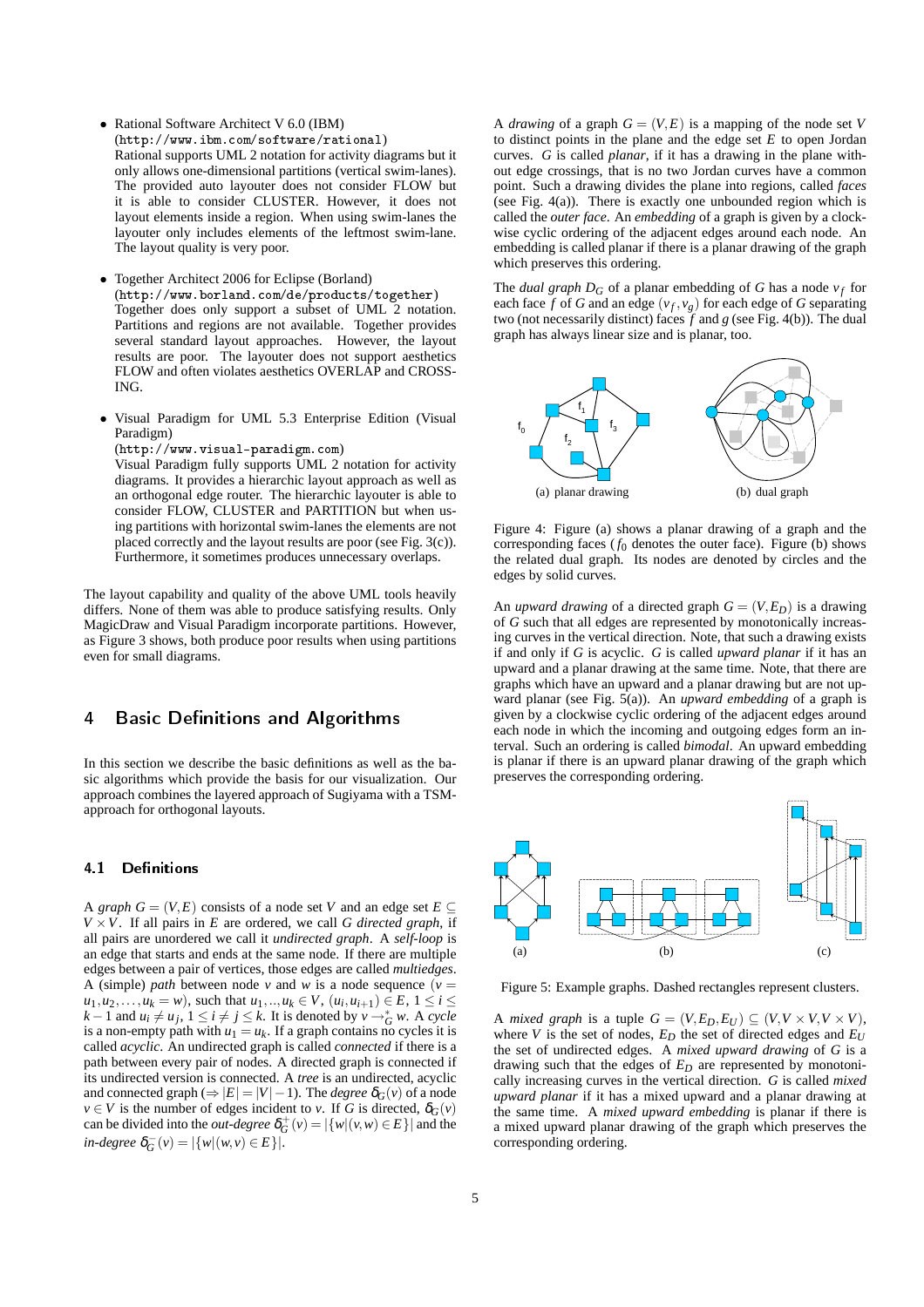- Rational Software Architect V 6.0 (IBM)
  (http://www.ibm.com/software/rational)
  Rational supports UML 2 notation for activity diagrams but it only allows one-dimensional partitions (vertical swim-lanes). The provided auto layouter does not consider FLOW but it is able to consider CLUSTER. However, it does not layout elements inside a region. When using swim-lanes the layouter only includes elements of the leftmost swim-lane. The layout quality is very poor.

- Together Architect 2006 for Eclipse (Borland)
  (http://www.borland.com/de/products/together)
  Together does only support a subset of UML 2 notation. Partitions and regions are not available. Together provides several standard layout approaches. However, the layout results are poor. The layouter does not support aesthetics FLOW and often violates aesthetics OVERLAP and CROSSING.

- Visual Paradigm for UML 5.3 Enterprise Edition (Visual Paradigm)
  (http://www.visual-paradigm.com)
  Visual Paradigm fully supports UML 2 notation for activity diagrams. It provides a hierarchic layout approach as well as an orthogonal edge router. The hierarchic layouter is able to consider FLOW, CLUSTER and PARTITION but when using partitions with horizontal swim-lanes the elements are not placed correctly and the layout results are poor (see Fig. 3(c)). Furthermore, it sometimes produces unnecessary overlaps.

The layout capability and quality of the above UML tools heavily differs. None of them was able to produce satisfying results. Only MagicDraw and Visual Paradigm incorporate partitions. However, as Figure 3 shows, both produce poor results when using partitions even for small diagrams.

## 4 Basic Definitions and Algorithms

In this section we describe the basic definitions as well as the basic algorithms which provide the basis for our visualization. Our approach combines the layered approach of Sugiyama with a TSM-approach for orthogonal layouts.

### 4.1 Definitions

A *graph* $G = (V,E)$ consists of a node set $V$ and an edge set $E \subseteq V \times V$. If all pairs in $E$ are ordered, we call $G$ *directed graph*, if all pairs are unordered we call it *undirected graph*. A *self-loop* is an edge that starts and ends at the same node. If there are multiple edges between a pair of vertices, those edges are called *multiedges*. A (simple) *path* between node $v$ and $w$ is a node sequence ($v = u_1, u_2, \ldots, u_k = w$), such that $u_1, .., u_k \in V$, $(u_i, u_{i+1}) \in E$, $1 \leq i \leq k-1$ and $u_i \neq u_j$, $1 \leq i \neq j \leq k$. It is denoted by $v \rightarrow^*_G w$. A *cycle* is a non-empty path with $u_1 = u_k$. If a graph contains no cycles it is called *acyclic*. An undirected graph is called *connected* if there is a path between every pair of nodes. A directed graph is connected if its undirected version is connected. A *tree* is an undirected, acyclic and connected graph ($\Rightarrow |E| = |V| - 1$). The *degree* $\delta_G(v)$ of a node $v \in V$ is the number of edges incident to $v$. If $G$ is directed, $\delta_G(v)$ can be divided into the *out-degree* $\delta^+_G(v) = |\{w|(v,w) \in E\}|$ and the *in-degree* $\delta^-_G(v) = |\{w|(w,v) \in E\}|$.

A *drawing* of a graph $G = (V,E)$ is a mapping of the node set $V$ to distinct points in the plane and the edge set $E$ to open Jordan curves. $G$ is called *planar*, if it has a drawing in the plane without edge crossings, that is no two Jordan curves have a common point. Such a drawing divides the plane into regions, called *faces* (see Fig. 4(a)). There is exactly one unbounded region which is called the *outer face*. An *embedding* of a graph is given by a clockwise cyclic ordering of the adjacent edges around each node. An embedding is called planar if there is a planar drawing of the graph which preserves this ordering.

The *dual graph* $D_G$ of a planar embedding of $G$ has a node $v_f$ for each face $f$ of $G$ and an edge $(v_f, v_g)$ for each edge of $G$ separating two (not necessarily distinct) faces $f$ and $g$ (see Fig. 4(b)). The dual graph has always linear size and is planar, too.

(a) planar drawing (b) dual graph

Figure 4: Figure (a) shows a planar drawing of a graph and the corresponding faces ($f_0$ denotes the outer face). Figure (b) shows the related dual graph. Its nodes are denoted by circles and the edges by solid curves.

An *upward drawing* of a directed graph $G = (V, E_D)$ is a drawing of $G$ such that all edges are represented by monotonically increasing curves in the vertical direction. Note, that such a drawing exists if and only if $G$ is acyclic. $G$ is called *upward planar* if it has an upward and a planar drawing at the same time. Note, that there are graphs which have an upward and a planar drawing but are not upward planar (see Fig. 5(a)). An *upward embedding* of a graph is given by a clockwise cyclic ordering of the adjacent edges around each node in which the incoming and outgoing edges form an interval. Such an ordering is called *bimodal*. An upward embedding is planar if there is an upward planar drawing of the graph which preserves the corresponding ordering.

(a) (b) (c)

Figure 5: Example graphs. Dashed rectangles represent clusters.

A *mixed graph* is a tuple $G = (V, E_D, E_U) \subseteq (V, V \times V, V \times V)$, where $V$ is the set of nodes, $E_D$ the set of directed edges and $E_U$ the set of undirected edges. A *mixed upward drawing* of $G$ is a drawing such that the edges of $E_D$ are represented by monotonically curves in the vertical direction. $G$ is called *mixed upward planar* if it has a mixed upward and a planar drawing at the same time. A *mixed upward embedding* is planar if there is a mixed upward planar drawing of the graph which preserves the corresponding ordering.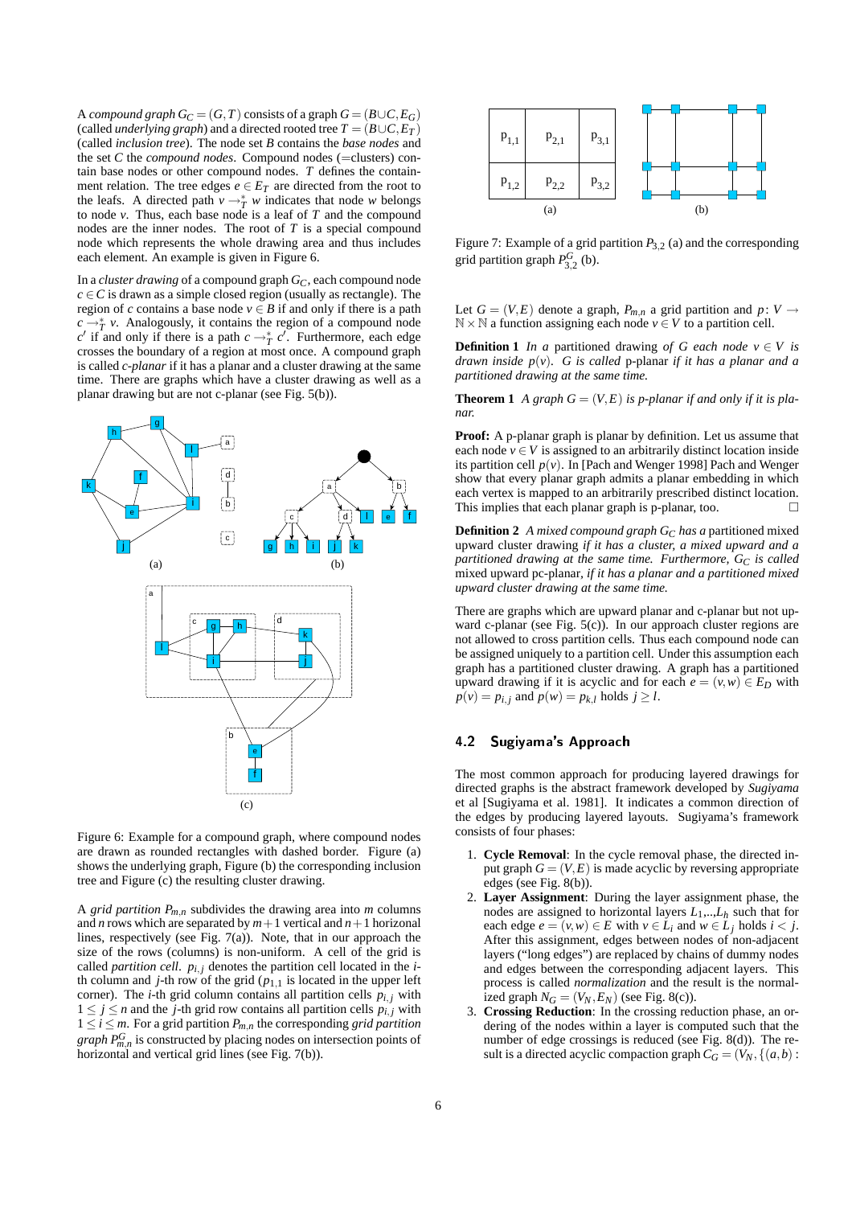A *compound graph* $G_C = (G,T)$ consists of a graph $G = (B \cup C, E_G)$ (called *underlying graph*) and a directed rooted tree $T = (B \cup C, E_T)$ (called *inclusion tree*). The node set $B$ contains the *base nodes* and the set $C$ the *compound nodes*. Compound nodes (=clusters) contain base nodes or other compound nodes. $T$ defines the containment relation. The tree edges $e \in E_T$ are directed from the root to the leafs. A directed path $v \rightarrow_T^* w$ indicates that node $w$ belongs to node $v$. Thus, each base node is a leaf of $T$ and the compound nodes are the inner nodes. The root of $T$ is a special compound node which represents the whole drawing area and thus includes each element. An example is given in Figure 6.

In a *cluster drawing* of a compound graph $G_C$, each compound node $c \in C$ is drawn as a simple closed region (usually as rectangle). The region of $c$ contains a base node $v \in B$ if and only if there is a path $c \rightarrow_T^* v$. Analogously, it contains the region of a compound node $c'$ if and only if there is a path $c \rightarrow_T^* c'$. Furthermore, each edge crosses the boundary of a region at most once. A compound graph is called *c-planar* if it has a planar and a cluster drawing at the same time. There are graphs which have a cluster drawing as well as a planar drawing but are not c-planar (see Fig. 5(b)).

Figure 6: Example for a compound graph, where compound nodes are drawn as rounded rectangles with dashed border. Figure (a) shows the underlying graph, Figure (b) the corresponding inclusion tree and Figure (c) the resulting cluster drawing.

A *grid partition* $P_{m,n}$ subdivides the drawing area into $m$ columns and $n$ rows which are separated by $m+1$ vertical and $n+1$ horizonal lines, respectively (see Fig. 7(a)). Note, that in our approach the size of the rows (columns) is non-uniform. A cell of the grid is called *partition cell*. $p_{i,j}$ denotes the partition cell located in the $i$-th column and $j$-th row of the grid ($p_{1,1}$ is located in the upper left corner). The $i$-th grid column contains all partition cells $p_{i,j}$ with $1 \leq j \leq n$ and the $j$-th grid row contains all partition cells $p_{i,j}$ with $1 \leq i \leq m$. For a grid partition $P_{m,n}$ the corresponding *grid partition graph* $P_{m,n}^G$ is constructed by placing nodes on intersection points of horizontal and vertical grid lines (see Fig. 7(b)).

Figure 7: Example of a grid partition $P_{3,2}$ (a) and the corresponding grid partition graph $P_{3,2}^G$ (b).

Let $G = (V,E)$ denote a graph, $P_{m,n}$ a grid partition and $p \colon V \rightarrow \mathbb{N} \times \mathbb{N}$ a function assigning each node $v \in V$ to a partition cell.

**Definition 1** *In a* partitioned drawing *of $G$ each node $v \in V$ is drawn inside $p(v)$. $G$ is called* p-planar *if it has a planar and a partitioned drawing at the same time.*

**Theorem 1** *A graph $G = (V,E)$ is p-planar if and only if it is planar.*

**Proof:** A p-planar graph is planar by definition. Let us assume that each node $v \in V$ is assigned to an arbitrarily distinct location inside its partition cell $p(v)$. In [Pach and Wenger 1998] Pach and Wenger show that every planar graph admits a planar embedding in which each vertex is mapped to an arbitrarily prescribed distinct location. This implies that each planar graph is p-planar, too. □

**Definition 2** *A mixed compound graph $G_C$ has a* partitioned mixed upward cluster drawing *if it has a cluster, a mixed upward and a partitioned drawing at the same time. Furthermore, $G_C$ is called* mixed upward pc-planar, *if it has a planar and a partitioned mixed upward cluster drawing at the same time.*

There are graphs which are upward planar and c-planar but not upward c-planar (see Fig. 5(c)). In our approach cluster regions are not allowed to cross partition cells. Thus each compound node can be assigned uniquely to a partition cell. Under this assumption each graph has a partitioned cluster drawing. A graph has a partitioned upward drawing if it is acyclic and for each $e = (v,w) \in E_D$ with $p(v) = p_{i,j}$ and $p(w) = p_{k,l}$ holds $j \geq l$.

### 4.2 Sugiyama's Approach

The most common approach for producing layered drawings for directed graphs is the abstract framework developed by *Sugiyama* et al [Sugiyama et al. 1981]. It indicates a common direction of the edges by producing layered layouts. Sugiyama's framework consists of four phases:

1. **Cycle Removal**: In the cycle removal phase, the directed input graph $G = (V,E)$ is made acyclic by reversing appropriate edges (see Fig. 8(b)).
2. **Layer Assignment**: During the layer assignment phase, the nodes are assigned to horizontal layers $L_1$,..,$L_h$ such that for each edge $e = (v,w) \in E$ with $v \in L_i$ and $w \in L_j$ holds $i < j$. After this assignment, edges between nodes of non-adjacent layers ("long edges") are replaced by chains of dummy nodes and edges between the corresponding adjacent layers. This process is called *normalization* and the result is the normalized graph $N_G = (V_N, E_N)$ (see Fig. 8(c)).
3. **Crossing Reduction**: In the crossing reduction phase, an ordering of the nodes within a layer is computed such that the number of edge crossings is reduced (see Fig. 8(d)). The result is a directed acyclic compaction graph $C_G = (V_N, \{(a,b) :$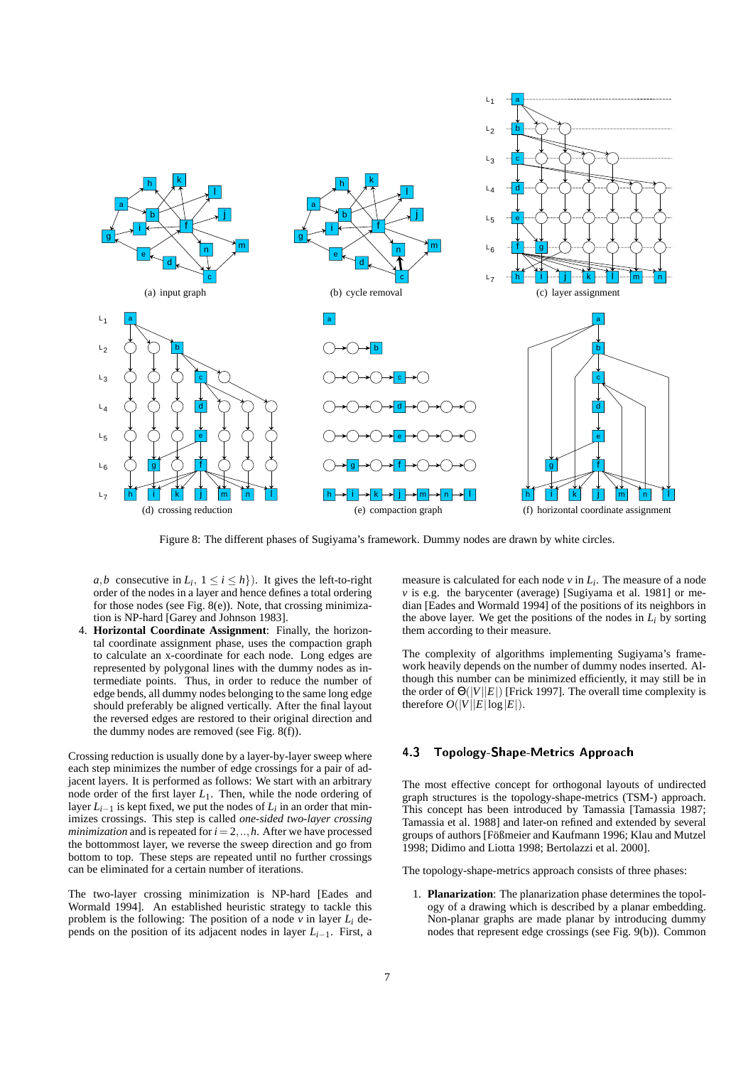(a) input graph

(b) cycle removal

(c) layer assignment

(d) crossing reduction

(e) compaction graph

(f) horizontal coordinate assignment

Figure 8: The different phases of Sugiyama's framework. Dummy nodes are drawn by white circles.

$a, b$ consecutive in $L_i$, $1 \leq i \leq h\}$). It gives the left-to-right order of the nodes in a layer and hence defines a total ordering for those nodes (see Fig. 8(e)). Note, that crossing minimization is NP-hard [Garey and Johnson 1983].

4. **Horizontal Coordinate Assignment**: Finally, the horizontal coordinate assignment phase, uses the compaction graph to calculate an x-coordinate for each node. Long edges are represented by polygonal lines with the dummy nodes as intermediate points. Thus, in order to reduce the number of edge bends, all dummy nodes belonging to the same long edge should preferably be aligned vertically. After the final layout the reversed edges are restored to their original direction and the dummy nodes are removed (see Fig. 8(f)).

Crossing reduction is usually done by a layer-by-layer sweep where each step minimizes the number of edge crossings for a pair of adjacent layers. It is performed as follows: We start with an arbitrary node order of the first layer $L_1$. Then, while the node ordering of layer $L_{i-1}$ is kept fixed, we put the nodes of $L_i$ in an order that minimizes crossings. This step is called *one-sided two-layer crossing minimization* and is repeated for $i = 2, .., h$. After we have processed the bottommost layer, we reverse the sweep direction and go from bottom to top. These steps are repeated until no further crossings can be eliminated for a certain number of iterations.

The two-layer crossing minimization is NP-hard [Eades and Wormald 1994]. An established heuristic strategy to tackle this problem is the following: The position of a node $v$ in layer $L_i$ depends on the position of its adjacent nodes in layer $L_{i-1}$. First, a measure is calculated for each node $v$ in $L_i$. The measure of a node $v$ is e.g. the barycenter (average) [Sugiyama et al. 1981] or median [Eades and Wormald 1994] of the positions of its neighbors in the above layer. We get the positions of the nodes in $L_i$ by sorting them according to their measure.

The complexity of algorithms implementing Sugiyama's framework heavily depends on the number of dummy nodes inserted. Although this number can be minimized efficiently, it may still be in the order of $\Theta(|V||E|)$ [Frick 1997]. The overall time complexity is therefore $O(|V||E|\log|E|)$.

### 4.3 Topology-Shape-Metrics Approach

The most effective concept for orthogonal layouts of undirected graph structures is the topology-shape-metrics (TSM-) approach. This concept has been introduced by Tamassia [Tamassia 1987; Tamassia et al. 1988] and later-on refined and extended by several groups of authors [Fößmeier and Kaufmann 1996; Klau and Mutzel 1998; Didimo and Liotta 1998; Bertolazzi et al. 2000].

The topology-shape-metrics approach consists of three phases:

1. **Planarization**: The planarization phase determines the topology of a drawing which is described by a planar embedding. Non-planar graphs are made planar by introducing dummy nodes that represent edge crossings (see Fig. 9(b)). Common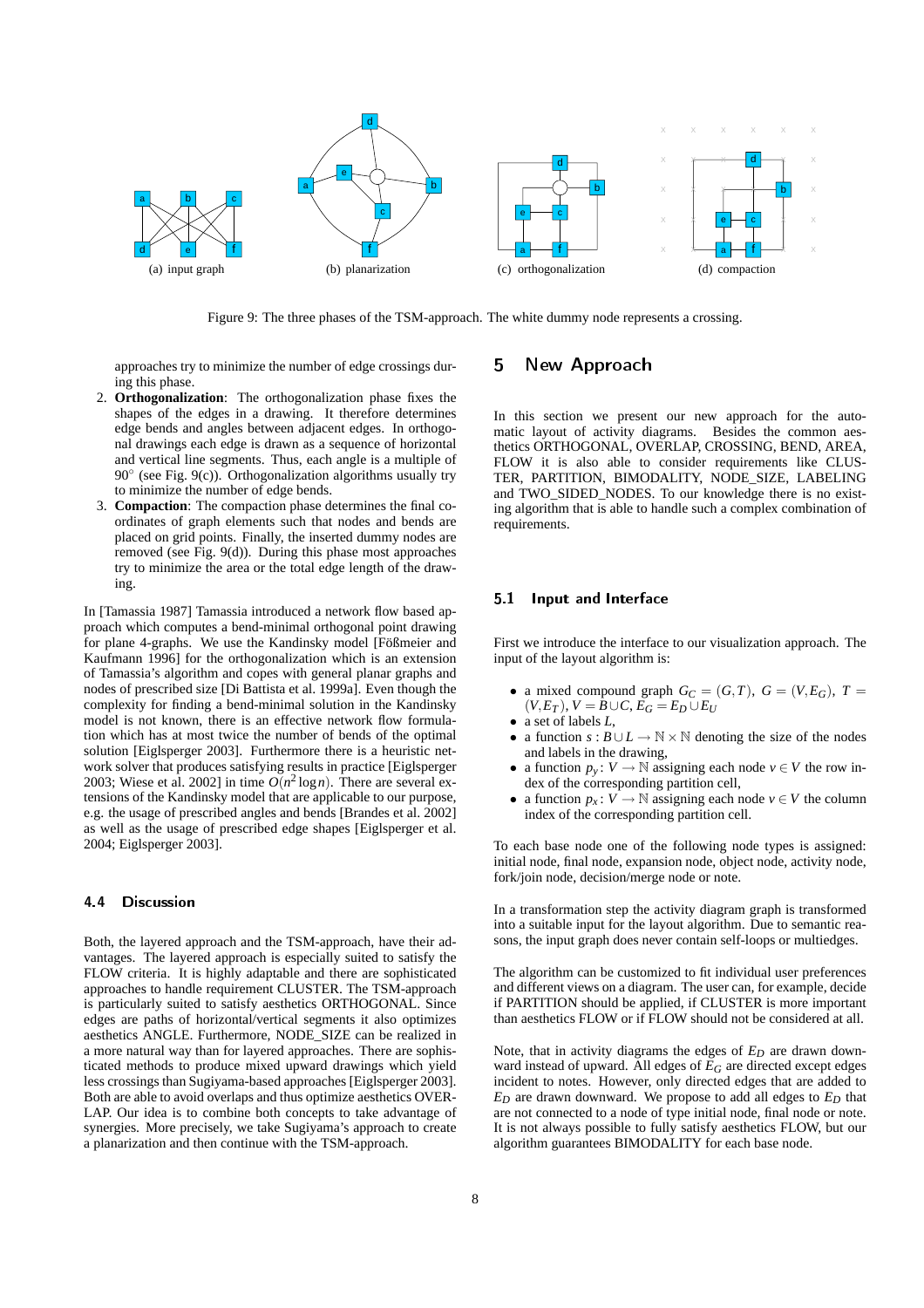(a) input graph (b) planarization (c) orthogonalization (d) compaction

Figure 9: The three phases of the TSM-approach. The white dummy node represents a crossing.

approaches try to minimize the number of edge crossings during this phase.

2. **Orthogonalization**: The orthogonalization phase fixes the shapes of the edges in a drawing. It therefore determines edge bends and angles between adjacent edges. In orthogonal drawings each edge is drawn as a sequence of horizontal and vertical line segments. Thus, each angle is a multiple of $90^\circ$ (see Fig. 9(c)). Orthogonalization algorithms usually try to minimize the number of edge bends.
3. **Compaction**: The compaction phase determines the final coordinates of graph elements such that nodes and bends are placed on grid points. Finally, the inserted dummy nodes are removed (see Fig. 9(d)). During this phase most approaches try to minimize the area or the total edge length of the drawing.

In [Tamassia 1987] Tamassia introduced a network flow based approach which computes a bend-minimal orthogonal point drawing for plane 4-graphs. We use the Kandinsky model [Fößmeier and Kaufmann 1996] for the orthogonalization which is an extension of Tamassia's algorithm and copes with general planar graphs and nodes of prescribed size [Di Battista et al. 1999a]. Even though the complexity for finding a bend-minimal solution in the Kandinsky model is not known, there is an effective network flow formulation which has at most twice the number of bends of the optimal solution [Eiglsperger 2003]. Furthermore there is a heuristic network solver that produces satisfying results in practice [Eiglsperger 2003; Wiese et al. 2002] in time $O(n^2 \log n)$. There are several extensions of the Kandinsky model that are applicable to our purpose, e.g. the usage of prescribed angles and bends [Brandes et al. 2002] as well as the usage of prescribed edge shapes [Eiglsperger et al. 2004; Eiglsperger 2003].

### 4.4 Discussion

Both, the layered approach and the TSM-approach, have their advantages. The layered approach is especially suited to satisfy the FLOW criteria. It is highly adaptable and there are sophisticated approaches to handle requirement CLUSTER. The TSM-approach is particularly suited to satisfy aesthetics ORTHOGONAL. Since edges are paths of horizontal/vertical segments it also optimizes aesthetics ANGLE. Furthermore, NODE_SIZE can be realized in a more natural way than for layered approaches. There are sophisticated methods to produce mixed upward drawings which yield less crossings than Sugiyama-based approaches [Eiglsperger 2003]. Both are able to avoid overlaps and thus optimize aesthetics OVERLAP. Our idea is to combine both concepts to take advantage of synergies. More precisely, we take Sugiyama's approach to create a planarization and then continue with the TSM-approach.

## 5 New Approach

In this section we present our new approach for the automatic layout of activity diagrams. Besides the common aesthetics ORTHOGONAL, OVERLAP, CROSSING, BEND, AREA, FLOW it is also able to consider requirements like CLUSTER, PARTITION, BIMODALITY, NODE_SIZE, LABELING and TWO_SIDED_NODES. To our knowledge there is no existing algorithm that is able to handle such a complex combination of requirements.

### 5.1 Input and Interface

First we introduce the interface to our visualization approach. The input of the layout algorithm is:

- a mixed compound graph $G_C = (G,T)$, $G = (V,E_G)$, $T = (V,E_T)$, $V = B \cup C$, $E_G = E_D \cup E_U$
- a set of labels $L$,
- a function $s : B \cup L \to \mathbb{N} \times \mathbb{N}$ denoting the size of the nodes and labels in the drawing,
- a function $p_y \colon V \to \mathbb{N}$ assigning each node $v \in V$ the row index of the corresponding partition cell,
- a function $p_x \colon V \to \mathbb{N}$ assigning each node $v \in V$ the column index of the corresponding partition cell.

To each base node one of the following node types is assigned: initial node, final node, expansion node, object node, activity node, fork/join node, decision/merge node or note.

In a transformation step the activity diagram graph is transformed into a suitable input for the layout algorithm. Due to semantic reasons, the input graph does never contain self-loops or multiedges.

The algorithm can be customized to fit individual user preferences and different views on a diagram. The user can, for example, decide if PARTITION should be applied, if CLUSTER is more important than aesthetics FLOW or if FLOW should not be considered at all.

Note, that in activity diagrams the edges of $E_D$ are drawn downward instead of upward. All edges of $E_G$ are directed except edges incident to notes. However, only directed edges that are added to $E_D$ are drawn downward. We propose to add all edges to $E_D$ that are not connected to a node of type initial node, final node or note. It is not always possible to fully satisfy aesthetics FLOW, but our algorithm guarantees BIMODALITY for each base node.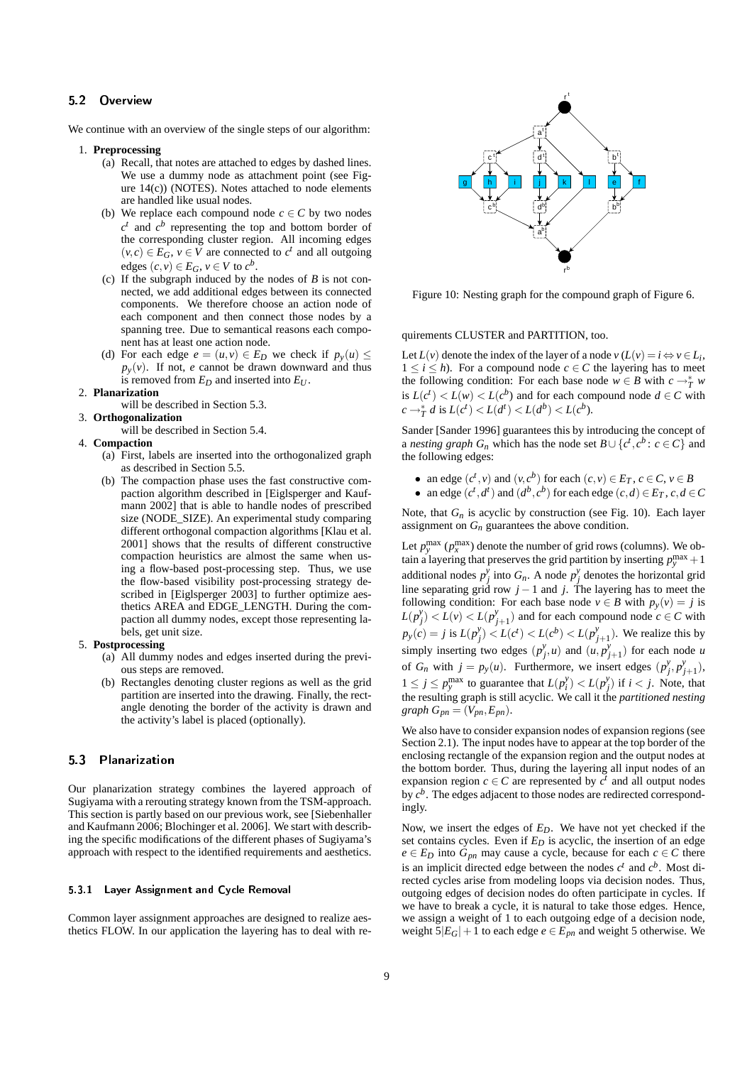## 5.2 Overview

We continue with an overview of the single steps of our algorithm:

1. **Preprocessing**
   (a) Recall, that notes are attached to edges by dashed lines. We use a dummy node as attachment point (see Figure 14(c)) (NOTES). Notes attached to node elements are handled like usual nodes.
   (b) We replace each compound node $c \in C$ by two nodes $c^t$ and $c^b$ representing the top and bottom border of the corresponding cluster region. All incoming edges $(v,c) \in E_G$, $v \in V$ are connected to $c^t$ and all outgoing edges $(c,v) \in E_G$, $v \in V$ to $c^b$.
   (c) If the subgraph induced by the nodes of $B$ is not connected, we add additional edges between its connected components. We therefore choose an action node of each component and then connect those nodes by a spanning tree. Due to semantical reasons each component has at least one action node.
   (d) For each edge $e = (u,v) \in E_D$ we check if $p_y(u) \leq p_y(v)$. If not, $e$ cannot be drawn downward and thus is removed from $E_D$ and inserted into $E_U$.
2. **Planarization**
   will be described in Section 5.3.
3. **Orthogonalization**
   will be described in Section 5.4.
4. **Compaction**
   (a) First, labels are inserted into the orthogonalized graph as described in Section 5.5.
   (b) The compaction phase uses the fast constructive compaction algorithm described in [Eiglsperger and Kaufmann 2002] that is able to handle nodes of prescribed size (NODE_SIZE). An experimental study comparing different orthogonal compaction algorithms [Klau et al. 2001] shows that the results of different constructive compaction heuristics are almost the same when using a flow-based post-processing step. Thus, we use the flow-based visibility post-processing strategy described in [Eiglsperger 2003] to further optimize aesthetics AREA and EDGE_LENGTH. During the compaction all dummy nodes, except those representing labels, get unit size.
5. **Postprocessing**
   (a) All dummy nodes and edges inserted during the previous steps are removed.
   (b) Rectangles denoting cluster regions as well as the grid partition are inserted into the drawing. Finally, the rectangle denoting the border of the activity is drawn and the activity's label is placed (optionally).

## 5.3 Planarization

Our planarization strategy combines the layered approach of Sugiyama with a rerouting strategy known from the TSM-approach. This section is partly based on our previous work, see [Siebenhaller and Kaufmann 2006; Blochinger et al. 2006]. We start with describing the specific modifications of the different phases of Sugiyama's approach with respect to the identified requirements and aesthetics.

### 5.3.1 Layer Assignment and Cycle Removal

Common layer assignment approaches are designed to realize aesthetics FLOW. In our application the layering has to deal with requirements CLUSTER and PARTITION, too.

Figure 10: Nesting graph for the compound graph of Figure 6.

Let $L(v)$ denote the index of the layer of a node $v$ ($L(v) = i \Leftrightarrow v \in L_i$, $1 \leq i \leq h$). For a compound node $c \in C$ the layering has to meet the following condition: For each base node $w \in B$ with $c \rightarrow_T^* w$ is $L(c^t) < L(w) < L(c^b)$ and for each compound node $d \in C$ with $c \rightarrow_T^* d$ is $L(c^t) < L(d^t) < L(d^b) < L(c^b)$.

Sander [Sander 1996] guarantees this by introducing the concept of a *nesting graph* $G_n$ which has the node set $B \cup \{c^t, c^b : c \in C\}$ and the following edges:

- an edge $(c^t, v)$ and $(v, c^b)$ for each $(c,v) \in E_T$, $c \in C$, $v \in B$
- an edge $(c^t, d^t)$ and $(d^b, c^b)$ for each edge $(c,d) \in E_T$, $c,d \in C$

Note, that $G_n$ is acyclic by construction (see Fig. 10). Each layer assignment on $G_n$ guarantees the above condition.

Let $p_y^{\max}$ ($p_x^{\max}$) denote the number of grid rows (columns). We obtain a layering that preserves the grid partition by inserting $p_y^{\max} + 1$ additional nodes $p_j^y$ into $G_n$. A node $p_j^y$ denotes the horizontal grid line separating grid row $j-1$ and $j$. The layering has to meet the following condition: For each base node $v \in B$ with $p_y(v) = j$ is $L(p_j^y) < L(v) < L(p_{j+1}^y)$ and for each compound node $c \in C$ with $p_y(c) = j$ is $L(p_j^y) < L(c^t) < L(c^b) < L(p_{j+1}^y)$. We realize this by simply inserting two edges $(p_j^y, u)$ and $(u, p_{j+1}^y)$ for each node $u$ of $G_n$ with $j = p_y(u)$. Furthermore, we insert edges $(p_j^y, p_{j+1}^y)$, $1 \leq j \leq p_y^{\max}$ to guarantee that $L(p_i^y) < L(p_j^y)$ if $i < j$. Note, that the resulting graph is still acyclic. We call it the *partitioned nesting graph* $G_{pn} = (V_{pn}, E_{pn})$.

We also have to consider expansion nodes of expansion regions (see Section 2.1). The input nodes have to appear at the top border of the enclosing rectangle of the expansion region and the output nodes at the bottom border. Thus, during the layering all input nodes of an expansion region $c \in C$ are represented by $c^t$ and all output nodes by $c^b$. The edges adjacent to those nodes are redirected correspondingly.

Now, we insert the edges of $E_D$. We have not yet checked if the set contains cycles. Even if $E_D$ is acyclic, the insertion of an edge $e \in E_D$ into $G_{pn}$ may cause a cycle, because for each $c \in C$ there is an implicit directed edge between the nodes $c^t$ and $c^b$. Most directed cycles arise from modeling loops via decision nodes. Thus, outgoing edges of decision nodes do often participate in cycles. If we have to break a cycle, it is natural to take those edges. Hence, we assign a weight of 1 to each outgoing edge of a decision node, weight $5|E_G| + 1$ to each edge $e \in E_{pn}$ and weight 5 otherwise. We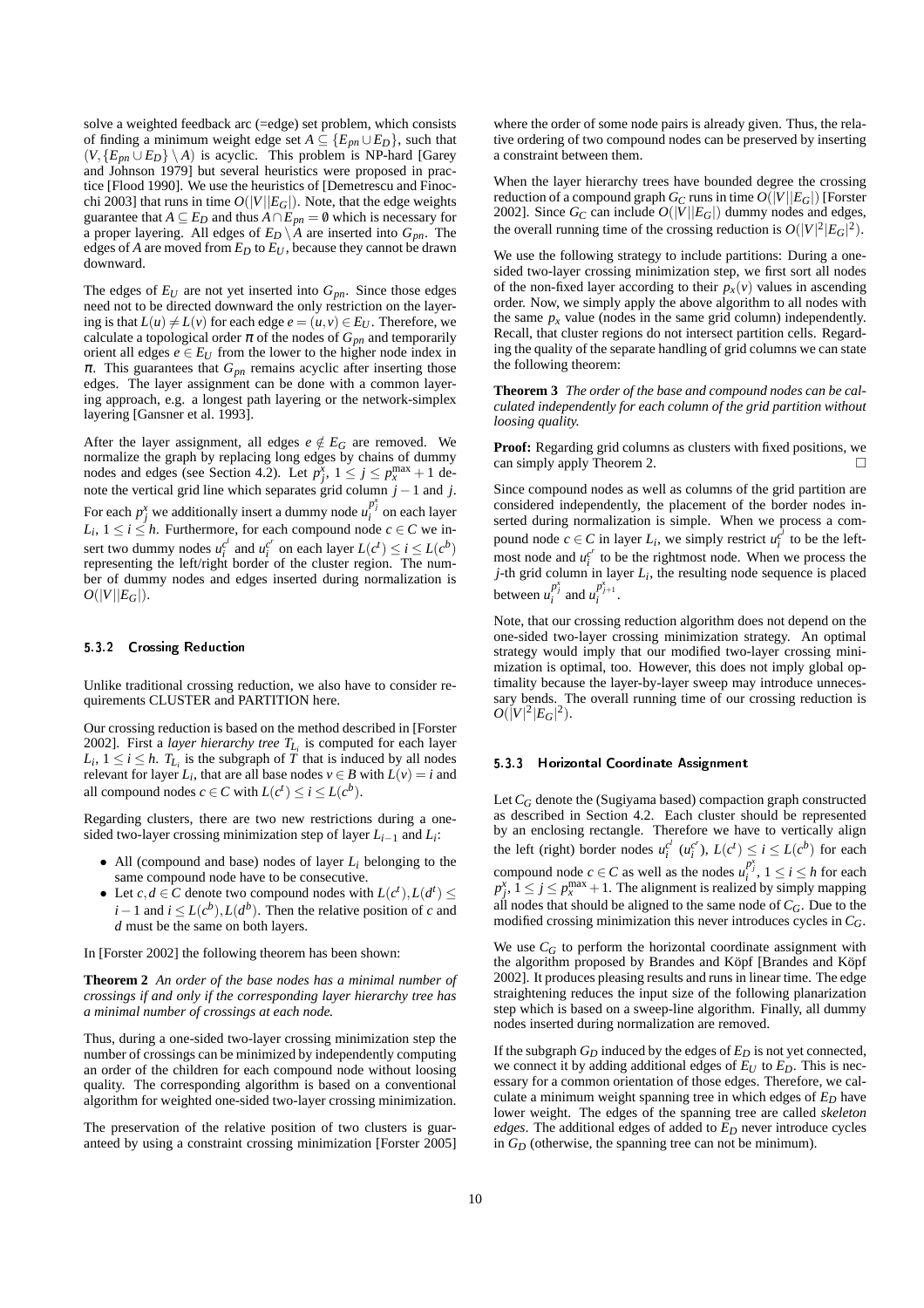solve a weighted feedback arc (=edge) set problem, which consists of finding a minimum weight edge set $A \subseteq \{E_{pn} \cup E_D\}$, such that $(V, \{E_{pn} \cup E_D\} \setminus A)$ is acyclic. This problem is NP-hard [Garey and Johnson 1979] but several heuristics were proposed in practice [Flood 1990]. We use the heuristics of [Demetrescu and Finocchi 2003] that runs in time $O(|V||E_G|)$. Note, that the edge weights guarantee that $A \subseteq E_D$ and thus $A \cap E_{pn} = \emptyset$ which is necessary for a proper layering. All edges of $E_D \setminus A$ are inserted into $G_{pn}$. The edges of $A$ are moved from $E_D$ to $E_U$, because they cannot be drawn downward.

The edges of $E_U$ are not yet inserted into $G_{pn}$. Since those edges need not to be directed downward the only restriction on the layering is that $L(u) \neq L(v)$ for each edge $e = (u, v) \in E_U$. Therefore, we calculate a topological order $\pi$ of the nodes of $G_{pn}$ and temporarily orient all edges $e \in E_U$ from the lower to the higher node index in $\pi$. This guarantees that $G_{pn}$ remains acyclic after inserting those edges. The layer assignment can be done with a common layering approach, e.g. a longest path layering or the network-simplex layering [Gansner et al. 1993].

After the layer assignment, all edges $e \notin E_G$ are removed. We normalize the graph by replacing long edges by chains of dummy nodes and edges (see Section 4.2). Let $p^x_j$, $1 \leq j \leq p^{\max}_x + 1$ denote the vertical grid line which separates grid column $j-1$ and $j$. For each $p^x_j$ we additionally insert a dummy node $u^{p^x_j}_i$ on each layer $L_i$, $1 \leq i \leq h$. Furthermore, for each compound node $c \in C$ we insert two dummy nodes $u^{c^l}_i$ and $u^{c^r}_i$ on each layer $L(c^t) \leq i \leq L(c^b)$ representing the left/right border of the cluster region. The number of dummy nodes and edges inserted during normalization is $O(|V||E_G|)$.

### 5.3.2 Crossing Reduction

Unlike traditional crossing reduction, we also have to consider requirements CLUSTER and PARTITION here.

Our crossing reduction is based on the method described in [Forster 2002]. First a *layer hierarchy tree* $T_{L_i}$ is computed for each layer $L_i$, $1 \leq i \leq h$. $T_{L_i}$ is the subgraph of $T$ that is induced by all nodes relevant for layer $L_i$, that are all base nodes $v \in B$ with $L(v) = i$ and all compound nodes $c \in C$ with $L(c^t) \leq i \leq L(c^b)$.

Regarding clusters, there are two new restrictions during a one-sided two-layer crossing minimization step of layer $L_{i-1}$ and $L_i$:

- All (compound and base) nodes of layer $L_i$ belonging to the same compound node have to be consecutive.
- Let $c, d \in C$ denote two compound nodes with $L(c^t), L(d^t) \leq i-1$ and $i \leq L(c^b), L(d^b)$. Then the relative position of $c$ and $d$ must be the same on both layers.

In [Forster 2002] the following theorem has been shown:

**Theorem 2** *An order of the base nodes has a minimal number of crossings if and only if the corresponding layer hierarchy tree has a minimal number of crossings at each node.*

Thus, during a one-sided two-layer crossing minimization step the number of crossings can be minimized by independently computing an order of the children for each compound node without loosing quality. The corresponding algorithm is based on a conventional algorithm for weighted one-sided two-layer crossing minimization.

The preservation of the relative position of two clusters is guaranteed by using a constraint crossing minimization [Forster 2005] where the order of some node pairs is already given. Thus, the relative ordering of two compound nodes can be preserved by inserting a constraint between them.

When the layer hierarchy trees have bounded degree the crossing reduction of a compound graph $G_C$ runs in time $O(|V||E_G|)$ [Forster 2002]. Since $G_C$ can include $O(|V||E_G|)$ dummy nodes and edges, the overall running time of the crossing reduction is $O(|V|^2|E_G|^2)$.

We use the following strategy to include partitions: During a one-sided two-layer crossing minimization step, we first sort all nodes of the non-fixed layer according to their $p_x(v)$ values in ascending order. Now, we simply apply the above algorithm to all nodes with the same $p_x$ value (nodes in the same grid column) independently. Recall, that cluster regions do not intersect partition cells. Regarding the quality of the separate handling of grid columns we can state the following theorem:

**Theorem 3** *The order of the base and compound nodes can be calculated independently for each column of the grid partition without loosing quality.*

**Proof:** Regarding grid columns as clusters with fixed positions, we can simply apply Theorem 2. □

Since compound nodes as well as columns of the grid partition are considered independently, the placement of the border nodes inserted during normalization is simple. When we process a compound node $c \in C$ in layer $L_i$, we simply restrict $u^{c^l}_i$ to be the leftmost node and $u^{c^r}_i$ to be the rightmost node. When we process the $j$-th grid column in layer $L_i$, the resulting node sequence is placed between $u^{p^x_j}_i$ and $u^{p^x_{j+1}}_i$.

Note, that our crossing reduction algorithm does not depend on the one-sided two-layer crossing minimization strategy. An optimal strategy would imply that our modified two-layer crossing minimization is optimal, too. However, this does not imply global optimality because the layer-by-layer sweep may introduce unnecessary bends. The overall running time of our crossing reduction is $O(|V|^2|E_G|^2)$.

### 5.3.3 Horizontal Coordinate Assignment

Let $C_G$ denote the (Sugiyama based) compaction graph constructed as described in Section 4.2. Each cluster should be represented by an enclosing rectangle. Therefore we have to vertically align the left (right) border nodes $u^{c^l}_i$ ($u^{c^r}_i$), $L(c^t) \leq i \leq L(c^b)$ for each compound node $c \in C$ as well as the nodes $u^{p^x_j}_i$, $1 \leq i \leq h$ for each $p^x_j$, $1 \leq j \leq p^{\max}_x + 1$. The alignment is realized by simply mapping all nodes that should be aligned to the same node of $C_G$. Due to the modified crossing minimization this never introduces cycles in $C_G$.

We use $C_G$ to perform the horizontal coordinate assignment with the algorithm proposed by Brandes and Köpf [Brandes and Köpf 2002]. It produces pleasing results and runs in linear time. The edge straightening reduces the input size of the following planarization step which is based on a sweep-line algorithm. Finally, all dummy nodes inserted during normalization are removed.

If the subgraph $G_D$ induced by the edges of $E_D$ is not yet connected, we connect it by adding additional edges of $E_U$ to $E_D$. This is necessary for a common orientation of those edges. Therefore, we calculate a minimum weight spanning tree in which edges of $E_D$ have lower weight. The edges of the spanning tree are called *skeleton edges*. The additional edges of added to $E_D$ never introduce cycles in $G_D$ (otherwise, the spanning tree can not be minimum).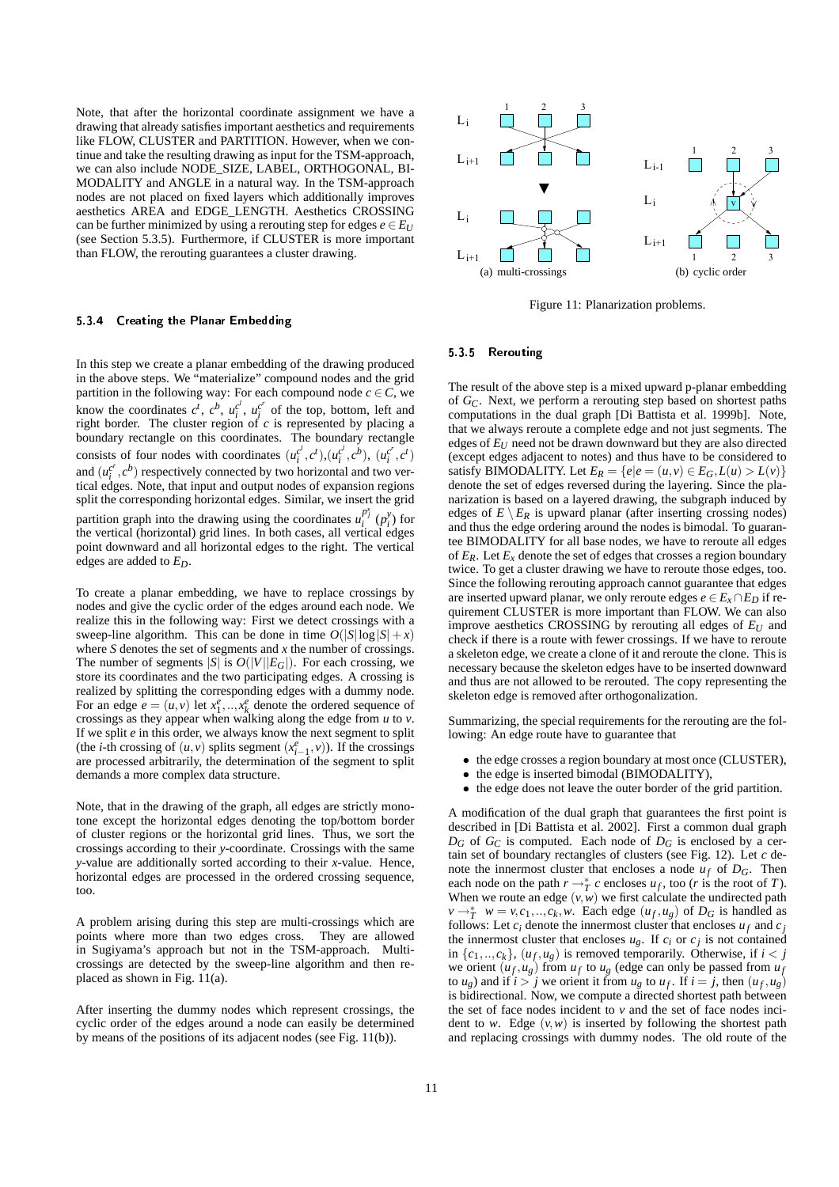Note, that after the horizontal coordinate assignment we have a drawing that already satisfies important aesthetics and requirements like FLOW, CLUSTER and PARTITION. However, when we continue and take the resulting drawing as input for the TSM-approach, we can also include NODE_SIZE, LABEL, ORTHOGONAL, BIMODALITY and ANGLE in a natural way. In the TSM-approach nodes are not placed on fixed layers which additionally improves aesthetics AREA and EDGE_LENGTH. Aesthetics CROSSING can be further minimized by using a rerouting step for edges $e \in E_U$ (see Section 5.3.5). Furthermore, if CLUSTER is more important than FLOW, the rerouting guarantees a cluster drawing.

### 5.3.4 Creating the Planar Embedding

In this step we create a planar embedding of the drawing produced in the above steps. We "materialize" compound nodes and the grid partition in the following way: For each compound node $c \in C$, we know the coordinates $c^t$, $c^b$, $u_i^{c^l}$, $u_j^{c^r}$ of the top, bottom, left and right border. The cluster region of $c$ is represented by placing a boundary rectangle on this coordinates. The boundary rectangle consists of four nodes with coordinates $(u_i^{c^l}, c^t)$, $(u_i^{c^l}, c^b)$, $(u_i^{c^r}, c^t)$ and $(u_i^{c^r}, c^b)$ respectively connected by two horizontal and two vertical edges. Note, that input and output nodes of expansion regions split the corresponding horizontal edges. Similar, we insert the grid partition graph into the drawing using the coordinates $u_i^{p_j^x}$ ($p_i^y$) for the vertical (horizontal) grid lines. In both cases, all vertical edges point downward and all horizontal edges to the right. The vertical edges are added to $E_D$.

To create a planar embedding, we have to replace crossings by nodes and give the cyclic order of the edges around each node. We realize this in the following way: First we detect crossings with a sweep-line algorithm. This can be done in time $O(|S|\log|S|+x)$ where $S$ denotes the set of segments and $x$ the number of crossings. The number of segments $|S|$ is $O(|V||E_G|)$. For each crossing, we store its coordinates and the two participating edges. A crossing is realized by splitting the corresponding edges with a dummy node. For an edge $e = (u, v)$ let $x_1^e, .., x_k^e$ denote the ordered sequence of crossings as they appear when walking along the edge from $u$ to $v$. If we split $e$ in this order, we always know the next segment to split (the $i$-th crossing of $(u, v)$ splits segment $(x_{i-1}^e, v)$). If the crossings are processed arbitrarily, the determination of the segment to split demands a more complex data structure.

Note, that in the drawing of the graph, all edges are strictly monotone except the horizontal edges denoting the top/bottom border of cluster regions or the horizontal grid lines. Thus, we sort the crossings according to their $y$-coordinate. Crossings with the same $y$-value are additionally sorted according to their $x$-value. Hence, horizontal edges are processed in the ordered crossing sequence, too.

A problem arising during this step are multi-crossings which are points where more than two edges cross. They are allowed in Sugiyama's approach but not in the TSM-approach. Multi-crossings are detected by the sweep-line algorithm and then replaced as shown in Fig. 11(a).

After inserting the dummy nodes which represent crossings, the cyclic order of the edges around a node can easily be determined by means of the positions of its adjacent nodes (see Fig. 11(b)).

(a) multi-crossings (b) cyclic order

Figure 11: Planarization problems.

### 5.3.5 Rerouting

The result of the above step is a mixed upward p-planar embedding of $G_C$. Next, we perform a rerouting step based on shortest paths computations in the dual graph [Di Battista et al. 1999b]. Note, that we always reroute a complete edge and not just segments. The edges of $E_U$ need not be drawn downward but they are also directed (except edges adjacent to notes) and thus have to be considered to satisfy BIMODALITY. Let $E_R = \{e | e = (u, v) \in E_G, L(u) > L(v)\}$ denote the set of edges reversed during the layering. Since the planarization is based on a layered drawing, the subgraph induced by edges of $E \setminus E_R$ is upward planar (after inserting crossing nodes) and thus the edge ordering around the nodes is bimodal. To guarantee BIMODALITY for all base nodes, we have to reroute all edges of $E_R$. Let $E_x$ denote the set of edges that crosses a region boundary twice. To get a cluster drawing we have to reroute those edges, too. Since the following rerouting approach cannot guarantee that edges are inserted upward planar, we only reroute edges $e \in E_x \cap E_D$ if requirement CLUSTER is more important than FLOW. We can also improve aesthetics CROSSING by rerouting all edges of $E_U$ and check if there is a route with fewer crossings. If we have to reroute a skeleton edge, we create a clone of it and reroute the clone. This is necessary because the skeleton edges have to be inserted downward and thus are not allowed to be rerouted. The copy representing the skeleton edge is removed after orthogonalization.

Summarizing, the special requirements for the rerouting are the following: An edge route have to guarantee that

- the edge crosses a region boundary at most once (CLUSTER),
- the edge is inserted bimodal (BIMODALITY),
- the edge does not leave the outer border of the grid partition.

A modification of the dual graph that guarantees the first point is described in [Di Battista et al. 2002]. First a common dual graph $D_G$ of $G_C$ is computed. Each node of $D_G$ is enclosed by a certain set of boundary rectangles of clusters (see Fig. 12). Let $c$ denote the innermost cluster that encloses a node $u_f$ of $D_G$. Then each node on the path $r \rightarrow_T^* c$ encloses $u_f$, too ($r$ is the root of $T$). When we route an edge $(v, w)$ we first calculate the undirected path $v \rightarrow_T^* w = v, c_1, .., c_k, w$. Each edge $(u_f, u_g)$ of $D_G$ is handled as follows: Let $c_i$ denote the innermost cluster that encloses $u_f$ and $c_j$ the innermost cluster that encloses $u_g$. If $c_i$ or $c_j$ is not contained in $\{c_1, .., c_k\}$, $(u_f, u_g)$ is removed temporarily. Otherwise, if $i < j$ we orient $(u_f, u_g)$ from $u_f$ to $u_g$ (edge can only be passed from $u_f$ to $u_g$) and if $i > j$ we orient it from $u_g$ to $u_f$. If $i = j$, then $(u_f, u_g)$ is bidirectional. Now, we compute a directed shortest path between the set of face nodes incident to $v$ and the set of face nodes incident to $w$. Edge $(v, w)$ is inserted by following the shortest path and replacing crossings with dummy nodes. The old route of the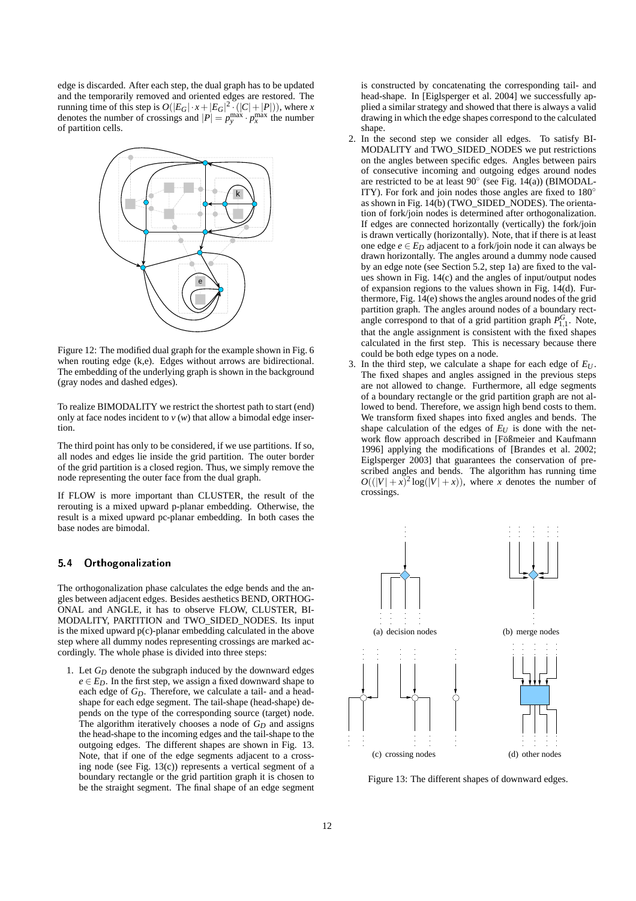edge is discarded. After each step, the dual graph has to be updated and the temporarily removed and oriented edges are restored. The running time of this step is $O(|E_G| \cdot x + |E_G|^2 \cdot (|C| + |P|))$, where $x$ denotes the number of crossings and $|P| = p_y^{\max} \cdot p_x^{\max}$ the number of partition cells.

Figure 12: The modified dual graph for the example shown in Fig. 6 when routing edge (k,e). Edges without arrows are bidirectional. The embedding of the underlying graph is shown in the background (gray nodes and dashed edges).

To realize BIMODALITY we restrict the shortest path to start (end) only at face nodes incident to $v$ ($w$) that allow a bimodal edge insertion.

The third point has only to be considered, if we use partitions. If so, all nodes and edges lie inside the grid partition. The outer border of the grid partition is a closed region. Thus, we simply remove the node representing the outer face from the dual graph.

If FLOW is more important than CLUSTER, the result of the rerouting is a mixed upward p-planar embedding. Otherwise, the result is a mixed upward pc-planar embedding. In both cases the base nodes are bimodal.

## 5.4 Orthogonalization

The orthogonalization phase calculates the edge bends and the angles between adjacent edges. Besides aesthetics BEND, ORTHOGONAL and ANGLE, it has to observe FLOW, CLUSTER, BIMODALITY, PARTITION and TWO_SIDED_NODES. Its input is the mixed upward p(c)-planar embedding calculated in the above step where all dummy nodes representing crossings are marked accordingly. The whole phase is divided into three steps:

1. Let $G_D$ denote the subgraph induced by the downward edges $e \in E_D$. In the first step, we assign a fixed downward shape to each edge of $G_D$. Therefore, we calculate a tail- and a head-shape for each edge segment. The tail-shape (head-shape) depends on the type of the corresponding source (target) node. The algorithm iteratively chooses a node of $G_D$ and assigns the head-shape to the incoming edges and the tail-shape to the outgoing edges. The different shapes are shown in Fig. 13. Note, that if one of the edge segments adjacent to a crossing node (see Fig. 13(c)) represents a vertical segment of a boundary rectangle or the grid partition graph it is chosen to be the straight segment. The final shape of an edge segment is constructed by concatenating the corresponding tail- and head-shape. In [Eiglsperger et al. 2004] we successfully applied a similar strategy and showed that there is always a valid drawing in which the edge shapes correspond to the calculated shape.
2. In the second step we consider all edges. To satisfy BIMODALITY and TWO_SIDED_NODES we put restrictions on the angles between specific edges. Angles between pairs of consecutive incoming and outgoing edges around nodes are restricted to be at least 90° (see Fig. 14(a)) (BIMODALITY). For fork and join nodes those angles are fixed to 180° as shown in Fig. 14(b) (TWO_SIDED_NODES). The orientation of fork/join nodes is determined after orthogonalization. If edges are connected horizontally (vertically) the fork/join is drawn vertically (horizontally). Note, that if there is at least one edge $e \in E_D$ adjacent to a fork/join node it can always be drawn horizontally. The angles around a dummy node caused by an edge note (see Section 5.2, step 1a) are fixed to the values shown in Fig. 14(c) and the angles of input/output nodes of expansion regions to the values shown in Fig. 14(d). Furthermore, Fig. 14(e) shows the angles around nodes of the grid partition graph. The angles around nodes of a boundary rectangle correspond to that of a grid partition graph $P_{1,1}^G$. Note, that the angle assignment is consistent with the fixed shapes calculated in the first step. This is necessary because there could be both edge types on a node.
3. In the third step, we calculate a shape for each edge of $E_U$. The fixed shapes and angles assigned in the previous steps are not allowed to change. Furthermore, all edge segments of a boundary rectangle or the grid partition graph are not allowed to bend. Therefore, we assign high bend costs to them. We transform fixed shapes into fixed angles and bends. The shape calculation of the edges of $E_U$ is done with the network flow approach described in [Fößmeier and Kaufmann 1996] applying the modifications of [Brandes et al. 2002; Eiglsperger 2003] that guarantees the conservation of prescribed angles and bends. The algorithm has running time $O((|V| + x)^2 \log(|V| + x))$, where $x$ denotes the number of crossings.

(a) decision nodes (b) merge nodes (c) crossing nodes (d) other nodes

Figure 13: The different shapes of downward edges.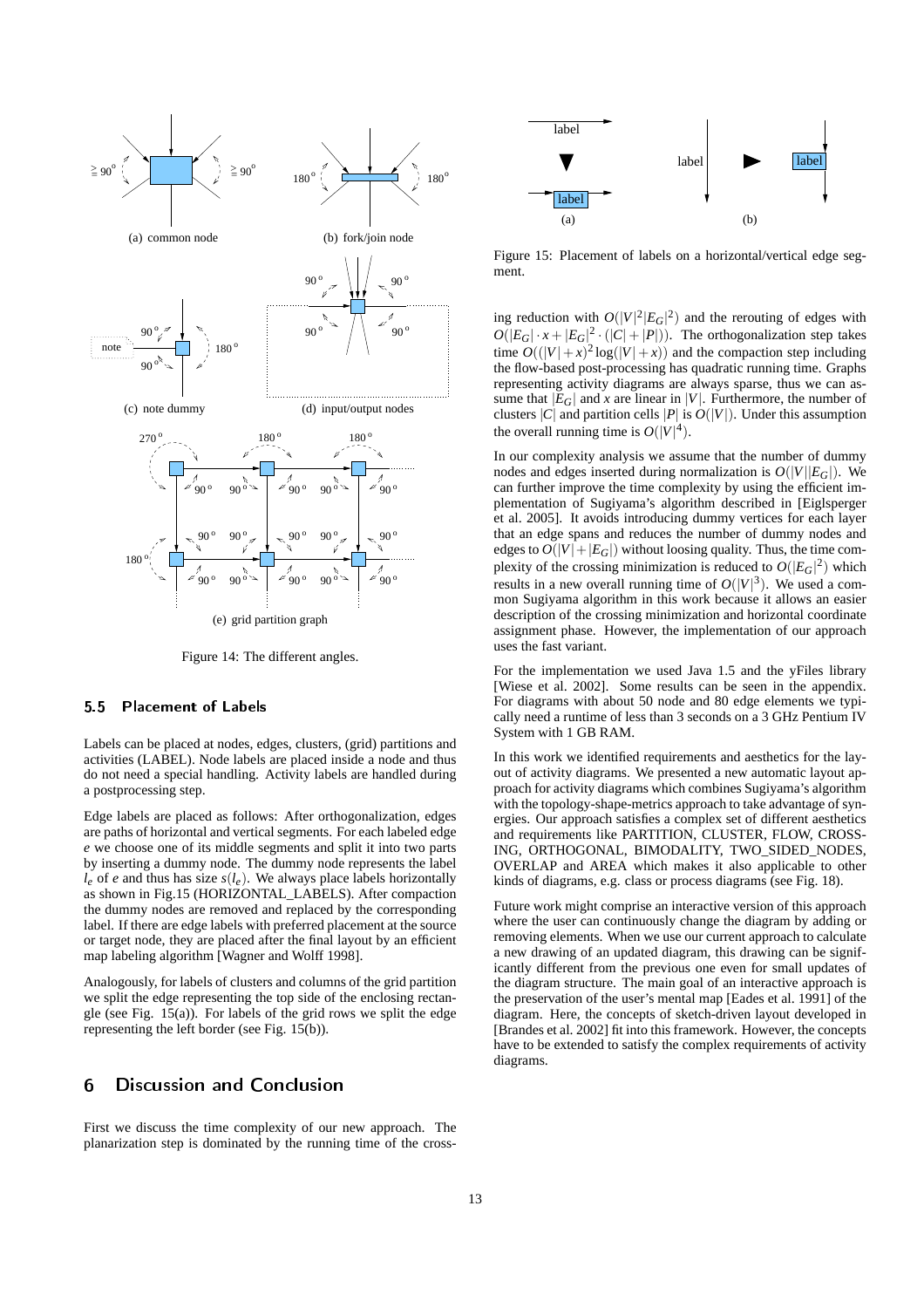Figure 14: The different angles.

Figure 15: Placement of labels on a horizontal/vertical edge segment.

### 5.5 Placement of Labels

Labels can be placed at nodes, edges, clusters, (grid) partitions and activities (LABEL). Node labels are placed inside a node and thus do not need a special handling. Activity labels are handled during a postprocessing step.

Edge labels are placed as follows: After orthogonalization, edges are paths of horizontal and vertical segments. For each labeled edge $e$ we choose one of its middle segments and split it into two parts by inserting a dummy node. The dummy node represents the label $l_e$ of $e$ and thus has size $s(l_e)$. We always place labels horizontally as shown in Fig.15 (HORIZONTAL_LABELS). After compaction the dummy nodes are removed and replaced by the corresponding label. If there are edge labels with preferred placement at the source or target node, they are placed after the final layout by an efficient map labeling algorithm [Wagner and Wolff 1998].

Analogously, for labels of clusters and columns of the grid partition we split the edge representing the top side of the enclosing rectangle (see Fig. 15(a)). For labels of the grid rows we split the edge representing the left border (see Fig. 15(b)).

## 6 Discussion and Conclusion

First we discuss the time complexity of our new approach. The planarization step is dominated by the running time of the crossing reduction with $O(|V|^2|E_G|^2)$ and the rerouting of edges with $O(|E_G| \cdot x + |E_G|^2 \cdot (|C| + |P|))$. The orthogonalization step takes time $O((|V| + x)^2 \log(|V| + x))$ and the compaction step including the flow-based post-processing has quadratic running time. Graphs representing activity diagrams are always sparse, thus we can assume that $|E_G|$ and $x$ are linear in $|V|$. Furthermore, the number of clusters $|C|$ and partition cells $|P|$ is $O(|V|)$. Under this assumption the overall running time is $O(|V|^4)$.

In our complexity analysis we assume that the number of dummy nodes and edges inserted during normalization is $O(|V||E_G|)$. We can further improve the time complexity by using the efficient implementation of Sugiyama's algorithm described in [Eiglsperger et al. 2005]. It avoids introducing dummy vertices for each layer that an edge spans and reduces the number of dummy nodes and edges to $O(|V| + |E_G|)$ without loosing quality. Thus, the time complexity of the crossing minimization is reduced to $O(|E_G|^2)$ which results in a new overall running time of $O(|V|^3)$. We used a common Sugiyama algorithm in this work because it allows an easier description of the crossing minimization and horizontal coordinate assignment phase. However, the implementation of our approach uses the fast variant.

For the implementation we used Java 1.5 and the yFiles library [Wiese et al. 2002]. Some results can be seen in the appendix. For diagrams with about 50 node and 80 edge elements we typically need a runtime of less than 3 seconds on a 3 GHz Pentium IV System with 1 GB RAM.

In this work we identified requirements and aesthetics for the layout of activity diagrams. We presented a new automatic layout approach for activity diagrams which combines Sugiyama's algorithm with the topology-shape-metrics approach to take advantage of synergies. Our approach satisfies a complex set of different aesthetics and requirements like PARTITION, CLUSTER, FLOW, CROSSING, ORTHOGONAL, BIMODALITY, TWO_SIDED_NODES, OVERLAP and AREA which makes it also applicable to other kinds of diagrams, e.g. class or process diagrams (see Fig. 18).

Future work might comprise an interactive version of this approach where the user can continuously change the diagram by adding or removing elements. When we use our current approach to calculate a new drawing of an updated diagram, this drawing can be significantly different from the previous one even for small updates of the diagram structure. The main goal of an interactive approach is the preservation of the user's mental map [Eades et al. 1991] of the diagram. Here, the concepts of sketch-driven layout developed in [Brandes et al. 2002] fit into this framework. However, the concepts have to be extended to satisfy the complex requirements of activity diagrams.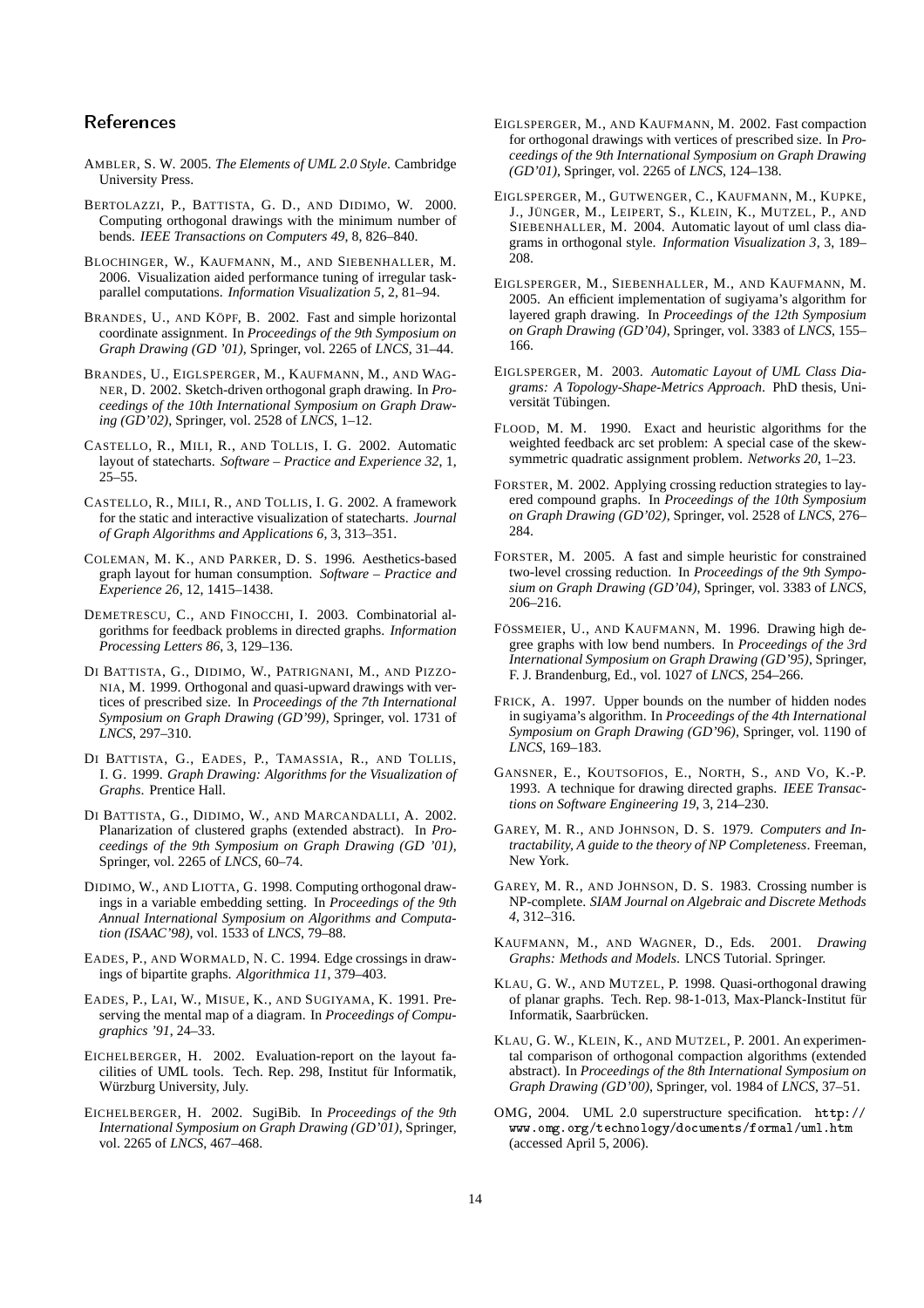## References

AMBLER, S. W. 2005. *The Elements of UML 2.0 Style*. Cambridge University Press.

BERTOLAZZI, P., BATTISTA, G. D., AND DIDIMO, W. 2000. Computing orthogonal drawings with the minimum number of bends. *IEEE Transactions on Computers 49*, 8, 826–840.

BLOCHINGER, W., KAUFMANN, M., AND SIEBENHALLER, M. 2006. Visualization aided performance tuning of irregular task-parallel computations. *Information Visualization 5*, 2, 81–94.

BRANDES, U., AND KÖPF, B. 2002. Fast and simple horizontal coordinate assignment. In *Proceedings of the 9th Symposium on Graph Drawing (GD '01)*, Springer, vol. 2265 of *LNCS*, 31–44.

BRANDES, U., EIGLSPERGER, M., KAUFMANN, M., AND WAGNER, D. 2002. Sketch-driven orthogonal graph drawing. In *Proceedings of the 10th International Symposium on Graph Drawing (GD'02)*, Springer, vol. 2528 of *LNCS*, 1–12.

CASTELLO, R., MILI, R., AND TOLLIS, I. G. 2002. Automatic layout of statecharts. *Software – Practice and Experience 32*, 1, 25–55.

CASTELLO, R., MILI, R., AND TOLLIS, I. G. 2002. A framework for the static and interactive visualization of statecharts. *Journal of Graph Algorithms and Applications 6*, 3, 313–351.

COLEMAN, M. K., AND PARKER, D. S. 1996. Aesthetics-based graph layout for human consumption. *Software – Practice and Experience 26*, 12, 1415–1438.

DEMETRESCU, C., AND FINOCCHI, I. 2003. Combinatorial algorithms for feedback problems in directed graphs. *Information Processing Letters 86*, 3, 129–136.

DI BATTISTA, G., DIDIMO, W., PATRIGNANI, M., AND PIZZONIA, M. 1999. Orthogonal and quasi-upward drawings with vertices of prescribed size. In *Proceedings of the 7th International Symposium on Graph Drawing (GD'99)*, Springer, vol. 1731 of *LNCS*, 297–310.

DI BATTISTA, G., EADES, P., TAMASSIA, R., AND TOLLIS, I. G. 1999. *Graph Drawing: Algorithms for the Visualization of Graphs*. Prentice Hall.

DI BATTISTA, G., DIDIMO, W., AND MARCANDALLI, A. 2002. Planarization of clustered graphs (extended abstract). In *Proceedings of the 9th Symposium on Graph Drawing (GD '01)*, Springer, vol. 2265 of *LNCS*, 60–74.

DIDIMO, W., AND LIOTTA, G. 1998. Computing orthogonal drawings in a variable embedding setting. In *Proceedings of the 9th Annual International Symposium on Algorithms and Computation (ISAAC'98)*, vol. 1533 of *LNCS*, 79–88.

EADES, P., AND WORMALD, N. C. 1994. Edge crossings in drawings of bipartite graphs. *Algorithmica 11*, 379–403.

EADES, P., LAI, W., MISUE, K., AND SUGIYAMA, K. 1991. Preserving the mental map of a diagram. In *Proceedings of Compugraphics '91*, 24–33.

EICHELBERGER, H. 2002. Evaluation-report on the layout facilities of UML tools. Tech. Rep. 298, Institut für Informatik, Würzburg University, July.

EICHELBERGER, H. 2002. SugiBib. In *Proceedings of the 9th International Symposium on Graph Drawing (GD'01)*, Springer, vol. 2265 of *LNCS*, 467–468.

EIGLSPERGER, M., AND KAUFMANN, M. 2002. Fast compaction for orthogonal drawings with vertices of prescribed size. In *Proceedings of the 9th International Symposium on Graph Drawing (GD'01)*, Springer, vol. 2265 of *LNCS*, 124–138.

EIGLSPERGER, M., GUTWENGER, C., KAUFMANN, M., KUPKE, J., JÜNGER, M., LEIPERT, S., KLEIN, K., MUTZEL, P., AND SIEBENHALLER, M. 2004. Automatic layout of uml class diagrams in orthogonal style. *Information Visualization 3*, 3, 189–208.

EIGLSPERGER, M., SIEBENHALLER, M., AND KAUFMANN, M. 2005. An efficient implementation of sugiyama's algorithm for layered graph drawing. In *Proceedings of the 12th Symposium on Graph Drawing (GD'04)*, Springer, vol. 3383 of *LNCS*, 155–166.

EIGLSPERGER, M. 2003. *Automatic Layout of UML Class Diagrams: A Topology-Shape-Metrics Approach*. PhD thesis, Universität Tübingen.

FLOOD, M. M. 1990. Exact and heuristic algorithms for the weighted feedback arc set problem: A special case of the skew-symmetric quadratic assignment problem. *Networks 20*, 1–23.

FORSTER, M. 2002. Applying crossing reduction strategies to layered compound graphs. In *Proceedings of the 10th Symposium on Graph Drawing (GD'02)*, Springer, vol. 2528 of *LNCS*, 276–284.

FORSTER, M. 2005. A fast and simple heuristic for constrained two-level crossing reduction. In *Proceedings of the 9th Symposium on Graph Drawing (GD'04)*, Springer, vol. 3383 of *LNCS*, 206–216.

FÖSSMEIER, U., AND KAUFMANN, M. 1996. Drawing high degree graphs with low bend numbers. In *Proceedings of the 3rd International Symposium on Graph Drawing (GD'95)*, Springer, F. J. Brandenburg, Ed., vol. 1027 of *LNCS*, 254–266.

FRICK, A. 1997. Upper bounds on the number of hidden nodes in sugiyama's algorithm. In *Proceedings of the 4th International Symposium on Graph Drawing (GD'96)*, Springer, vol. 1190 of *LNCS*, 169–183.

GANSNER, E., KOUTSOFIOS, E., NORTH, S., AND VO, K.-P. 1993. A technique for drawing directed graphs. *IEEE Transactions on Software Engineering 19*, 3, 214–230.

GAREY, M. R., AND JOHNSON, D. S. 1979. *Computers and Intractability, A guide to the theory of NP Completeness*. Freeman, New York.

GAREY, M. R., AND JOHNSON, D. S. 1983. Crossing number is NP-complete. *SIAM Journal on Algebraic and Discrete Methods 4*, 312–316.

KAUFMANN, M., AND WAGNER, D., Eds. 2001. *Drawing Graphs: Methods and Models*. LNCS Tutorial. Springer.

KLAU, G. W., AND MUTZEL, P. 1998. Quasi-orthogonal drawing of planar graphs. Tech. Rep. 98-1-013, Max-Planck-Institut für Informatik, Saarbrücken.

KLAU, G. W., KLEIN, K., AND MUTZEL, P. 2001. An experimental comparison of orthogonal compaction algorithms (extended abstract). In *Proceedings of the 8th International Symposium on Graph Drawing (GD'00)*, Springer, vol. 1984 of *LNCS*, 37–51.

OMG, 2004. UML 2.0 superstructure specification. `http://www.omg.org/technology/documents/formal/uml.htm` (accessed April 5, 2006).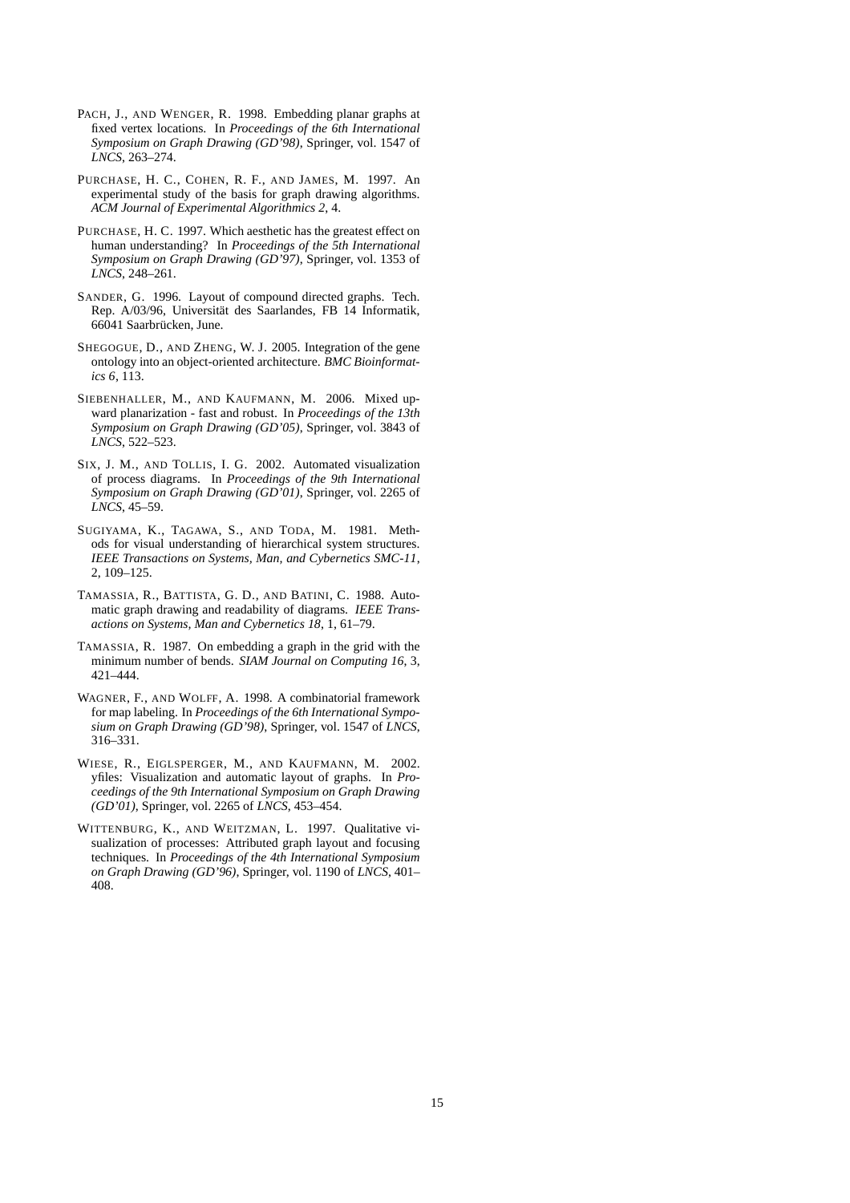PACH, J., AND WENGER, R. 1998. Embedding planar graphs at fixed vertex locations. In *Proceedings of the 6th International Symposium on Graph Drawing (GD'98)*, Springer, vol. 1547 of *LNCS*, 263–274.

PURCHASE, H. C., COHEN, R. F., AND JAMES, M. 1997. An experimental study of the basis for graph drawing algorithms. *ACM Journal of Experimental Algorithmics 2*, 4.

PURCHASE, H. C. 1997. Which aesthetic has the greatest effect on human understanding? In *Proceedings of the 5th International Symposium on Graph Drawing (GD'97)*, Springer, vol. 1353 of *LNCS*, 248–261.

SANDER, G. 1996. Layout of compound directed graphs. Tech. Rep. A/03/96, Universität des Saarlandes, FB 14 Informatik, 66041 Saarbrücken, June.

SHEGOGUE, D., AND ZHENG, W. J. 2005. Integration of the gene ontology into an object-oriented architecture. *BMC Bioinformatics 6*, 113.

SIEBENHALLER, M., AND KAUFMANN, M. 2006. Mixed upward planarization - fast and robust. In *Proceedings of the 13th Symposium on Graph Drawing (GD'05)*, Springer, vol. 3843 of *LNCS*, 522–523.

SIX, J. M., AND TOLLIS, I. G. 2002. Automated visualization of process diagrams. In *Proceedings of the 9th International Symposium on Graph Drawing (GD'01)*, Springer, vol. 2265 of *LNCS*, 45–59.

SUGIYAMA, K., TAGAWA, S., AND TODA, M. 1981. Methods for visual understanding of hierarchical system structures. *IEEE Transactions on Systems, Man, and Cybernetics SMC-11*, 2, 109–125.

TAMASSIA, R., BATTISTA, G. D., AND BATINI, C. 1988. Automatic graph drawing and readability of diagrams. *IEEE Transactions on Systems, Man and Cybernetics 18*, 1, 61–79.

TAMASSIA, R. 1987. On embedding a graph in the grid with the minimum number of bends. *SIAM Journal on Computing 16*, 3, 421–444.

WAGNER, F., AND WOLFF, A. 1998. A combinatorial framework for map labeling. In *Proceedings of the 6th International Symposium on Graph Drawing (GD'98)*, Springer, vol. 1547 of *LNCS*, 316–331.

WIESE, R., EIGLSPERGER, M., AND KAUFMANN, M. 2002. yfiles: Visualization and automatic layout of graphs. In *Proceedings of the 9th International Symposium on Graph Drawing (GD'01)*, Springer, vol. 2265 of *LNCS*, 453–454.

WITTENBURG, K., AND WEITZMAN, L. 1997. Qualitative visualization of processes: Attributed graph layout and focusing techniques. In *Proceedings of the 4th International Symposium on Graph Drawing (GD'96)*, Springer, vol. 1190 of *LNCS*, 401–408.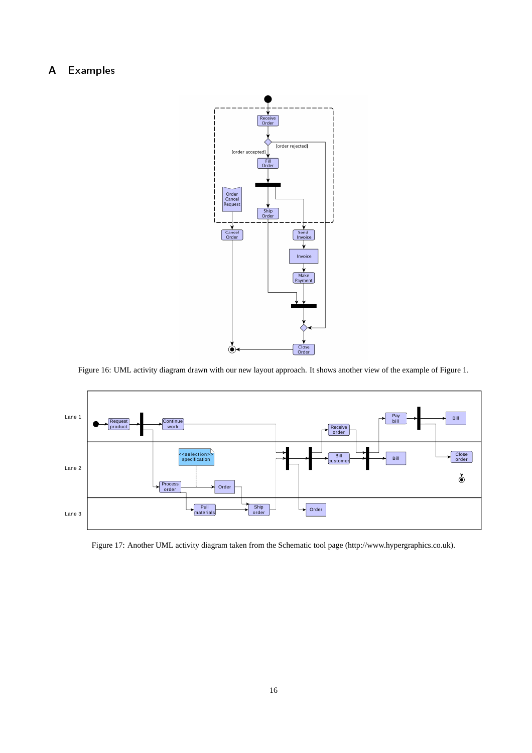# A Examples

Figure 16: UML activity diagram drawn with our new layout approach. It shows another view of the example of Figure 1.

Figure 17: Another UML activity diagram taken from the Schematic tool page (http://www.hypergraphics.co.uk).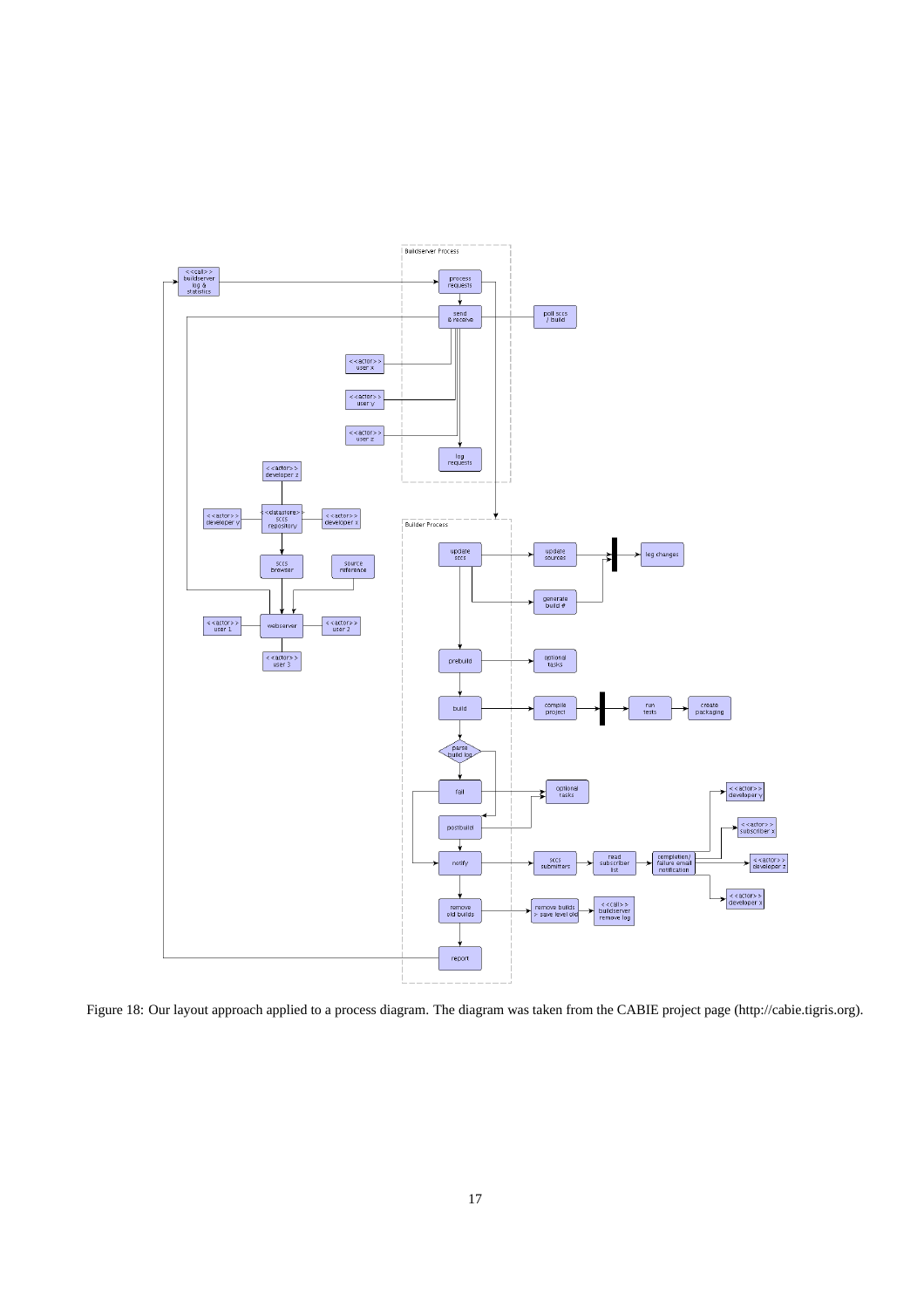Buildserver Process

<<call>>
buildserver
log &
statistics

process
requests

send
& receive

poll sccs
/ build

<<actor>>
user x

<<actor>>
user y

<<actor>>
user z

log
requests

<<actor>>
developer z

<<datastore>>
sccs
repository

<<actor>>
developer y

<<actor>>
developer x

sccs
browser

source
reference

<<actor>>
user 1

webserver

<<actor>>
user 2

<<actor>>
user 3

Builder Process

update
sccs

update
sources

log changes

generate
build #

prebuild

optional
tasks

build

compile
project

run
tests

create
packaging

parse
build log

fail

optional
tasks

postbuild

notify

sccs
submitters

read
subscriber
list

completion/
failure email
notification

<<actor>>
developer y

<<actor>>
subscriber x

<<actor>>
developer z

<<actor>>
developer x

remove
old builds

remove builds
> save level old

<<call>>
buildserver
remove log

report

Figure 18: Our layout approach applied to a process diagram. The diagram was taken from the CABIE project page (http://cabie.tigris.org).